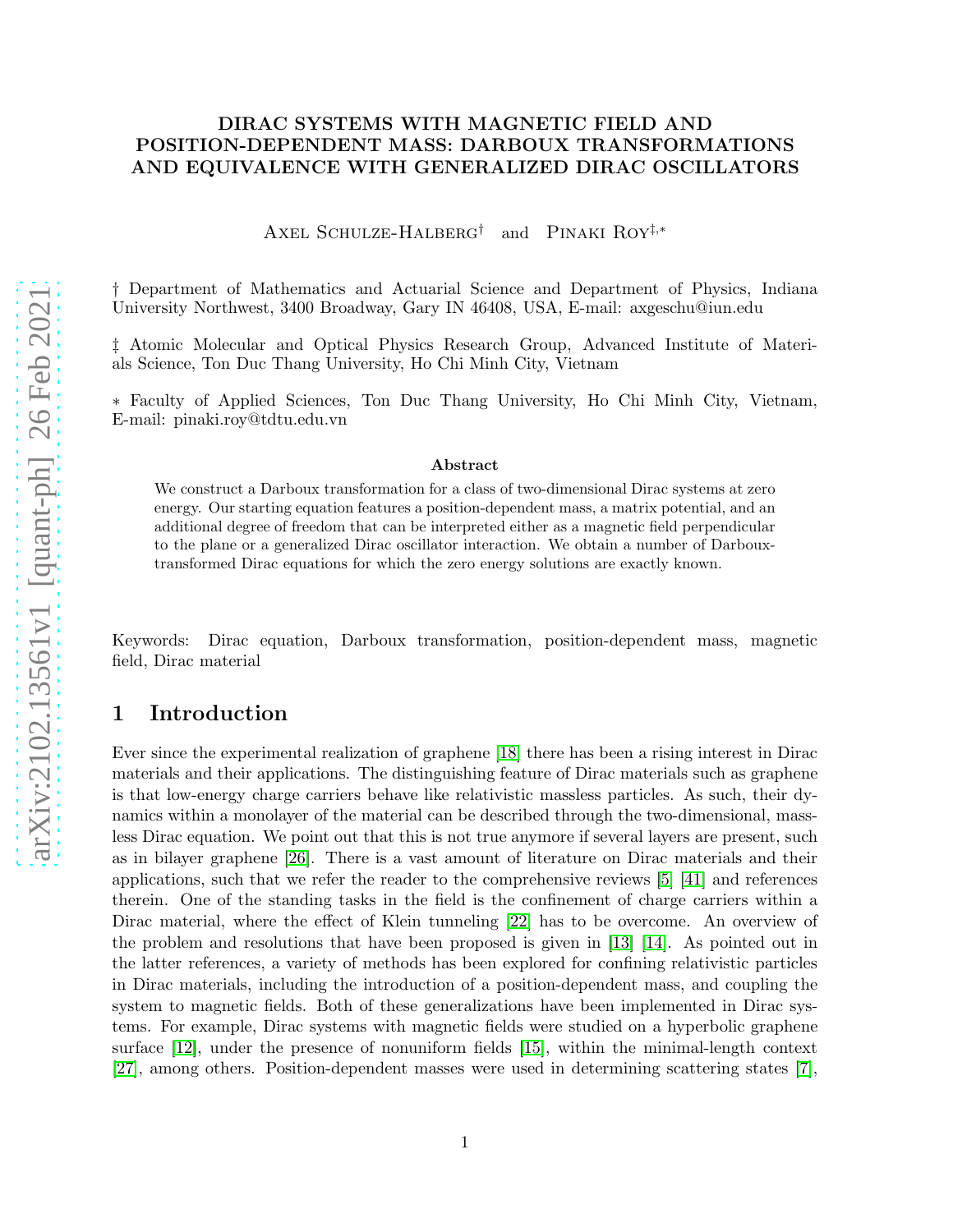# DIRAC SYSTEMS WITH MAGNETIC FIELD AND POSITION-DEPENDENT MASS: DARBOUX TRANSFORMATIONS AND EQUIVALENCE WITH GENERALIZED DIRAC OSCILLATORS

Axel Schulze-Halberg[†] and Pinaki Roy[‡,∗]

† Department of Mathematics and Actuarial Science and Department of Physics, Indiana University Northwest, 3400 Broadway, Gary IN 46408, USA, E-mail: axgeschu@iun.edu

‡ Atomic Molecular and Optical Physics Research Group, Advanced Institute of Materials Science, Ton Duc Thang University, Ho Chi Minh City, Vietnam

∗ Faculty of Applied Sciences, Ton Duc Thang University, Ho Chi Minh City, Vietnam, E-mail: pinaki.roy@tdtu.edu.vn

### Abstract

We construct a Darboux transformation for a class of two-dimensional Dirac systems at zero energy. Our starting equation features a position-dependent mass, a matrix potential, and an additional degree of freedom that can be interpreted either as a magnetic field perpendicular to the plane or a generalized Dirac oscillator interaction. We obtain a number of Darboux-transformed Dirac equations for which the zero energy solutions are exactly known.

Keywords: Dirac equation, Darboux transformation, position-dependent mass, magnetic field, Dirac material

## 1 Introduction

Ever since the experimental realization of graphene [18] there has been a rising interest in Dirac materials and their applications. The distinguishing feature of Dirac materials such as graphene is that low-energy charge carriers behave like relativistic massless particles. As such, their dynamics within a monolayer of the material can be described through the two-dimensional, massless Dirac equation. We point out that this is not true anymore if several layers are present, such as in bilayer graphene [26]. There is a vast amount of literature on Dirac materials and their applications, such that we refer the reader to the comprehensive reviews [5] [41] and references therein. One of the standing tasks in the field is the confinement of charge carriers within a Dirac material, where the effect of Klein tunneling [22] has to be overcome. An overview of the problem and resolutions that have been proposed is given in [13] [14]. As pointed out in the latter references, a variety of methods has been explored for confining relativistic particles in Dirac materials, including the introduction of a position-dependent mass, and coupling the system to magnetic fields. Both of these generalizations have been implemented in Dirac systems. For example, Dirac systems with magnetic fields were studied on a hyperbolic graphene surface [12], under the presence of nonuniform fields [15], within the minimal-length context [27], among others. Position-dependent masses were used in determining scattering states [7],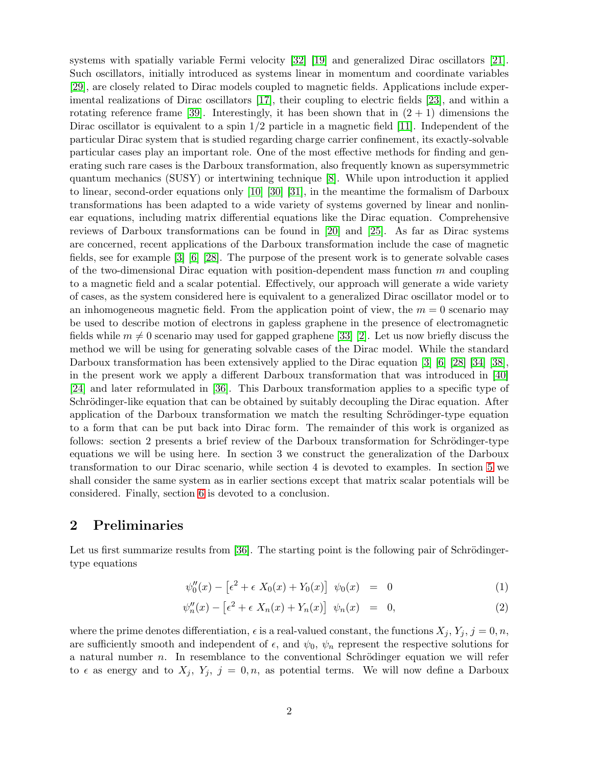systems with spatially variable Fermi velocity [32] [19] and generalized Dirac oscillators [21]. Such oscillators, initially introduced as systems linear in momentum and coordinate variables [29], are closely related to Dirac models coupled to magnetic fields. Applications include experimental realizations of Dirac oscillators [17], their coupling to electric fields [23], and within a rotating reference frame [39]. Interestingly, it has been shown that in $(2 + 1)$ dimensions the Dirac oscillator is equivalent to a spin $1/2$ particle in a magnetic field [11]. Independent of the particular Dirac system that is studied regarding charge carrier confinement, its exactly-solvable particular cases play an important role. One of the most effective methods for finding and generating such rare cases is the Darboux transformation, also frequently known as supersymmetric quantum mechanics (SUSY) or intertwining technique [8]. While upon introduction it applied to linear, second-order equations only [10] [30] [31], in the meantime the formalism of Darboux transformations has been adapted to a wide variety of systems governed by linear and nonlinear equations, including matrix differential equations like the Dirac equation. Comprehensive reviews of Darboux transformations can be found in [20] and [25]. As far as Dirac systems are concerned, recent applications of the Darboux transformation include the case of magnetic fields, see for example [3] [6] [28]. The purpose of the present work is to generate solvable cases of the two-dimensional Dirac equation with position-dependent mass function $m$ and coupling to a magnetic field and a scalar potential. Effectively, our approach will generate a wide variety of cases, as the system considered here is equivalent to a generalized Dirac oscillator model or to an inhomogeneous magnetic field. From the application point of view, the $m = 0$ scenario may be used to describe motion of electrons in gapless graphene in the presence of electromagnetic fields while $m \neq 0$ scenario may used for gapped graphene [33] [2]. Let us now briefly discuss the method we will be using for generating solvable cases of the Dirac model. While the standard Darboux transformation has been extensively applied to the Dirac equation [3] [6] [28] [34] [38], in the present work we apply a different Darboux transformation that was introduced in [40] [24] and later reformulated in [36]. This Darboux transformation applies to a specific type of Schrödinger-like equation that can be obtained by suitably decoupling the Dirac equation. After application of the Darboux transformation we match the resulting Schrödinger-type equation to a form that can be put back into Dirac form. The remainder of this work is organized as follows: section 2 presents a brief review of the Darboux transformation for Schrödinger-type equations we will be using here. In section 3 we construct the generalization of the Darboux transformation to our Dirac scenario, while section 4 is devoted to examples. In section 5 we shall consider the same system as in earlier sections except that matrix scalar potentials will be considered. Finally, section 6 is devoted to a conclusion.

## 2 Preliminaries

Let us first summarize results from [36]. The starting point is the following pair of Schrödinger-type equations

$$\psi_0''(x) - \left[\epsilon^2 + \epsilon \ X_0(x) + Y_0(x)\right] \ \psi_0(x) = 0 \tag{1}$$

$$\psi_n''(x) - \left[\epsilon^2 + \epsilon \ X_n(x) + Y_n(x)\right] \ \psi_n(x) = 0, \tag{2}$$

where the prime denotes differentiation, $\epsilon$ is a real-valued constant, the functions $X_j$, $Y_j$, $j = 0, n$, are sufficiently smooth and independent of $\epsilon$, and $\psi_0$, $\psi_n$ represent the respective solutions for a natural number $n$. In resemblance to the conventional Schrödinger equation we will refer to $\epsilon$ as energy and to $X_j$, $Y_j$, $j = 0, n$, as potential terms. We will now define a Darboux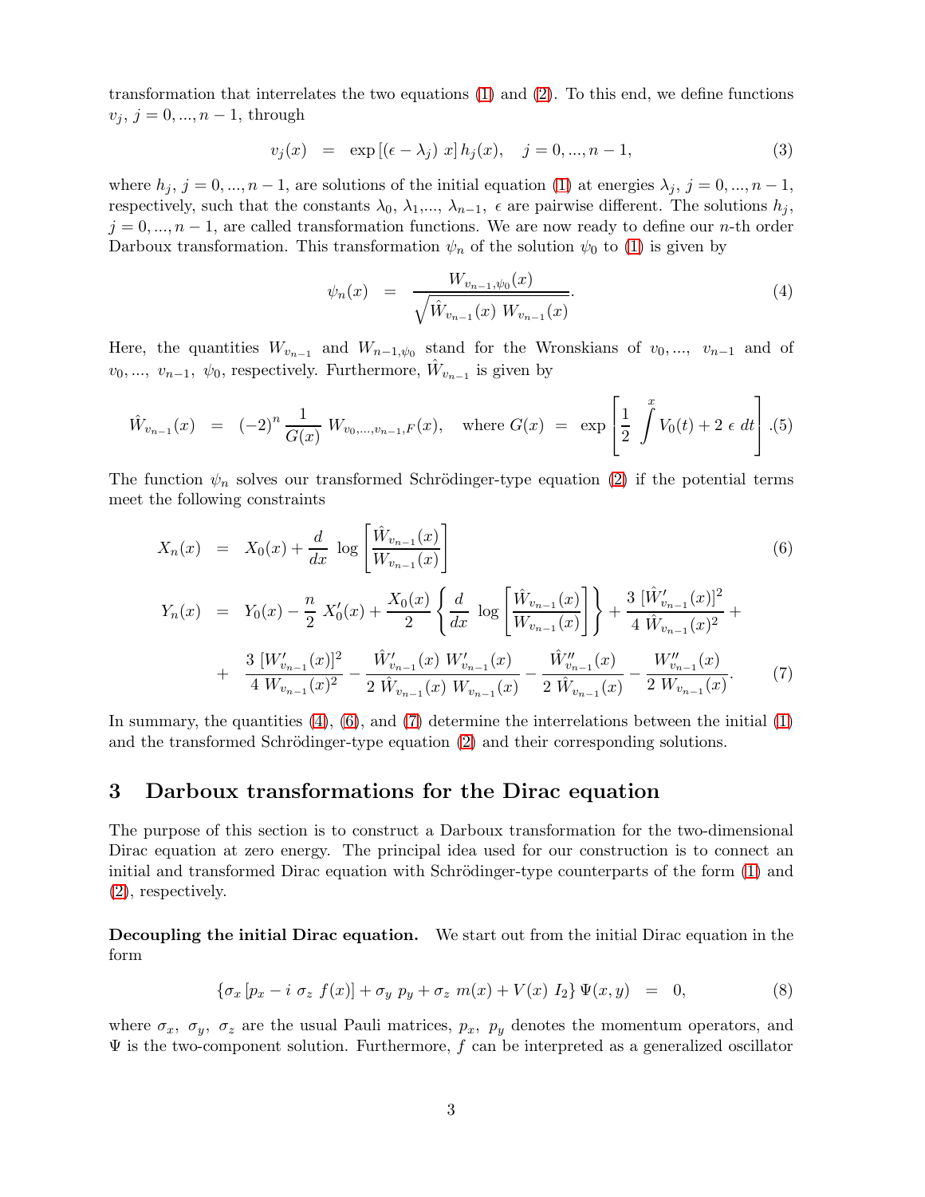transformation that interrelates the two equations (1) and (2). To this end, we define functions $v_j$, $j = 0, ..., n-1$, through

$$
v_j(x) = \exp\left[(\epsilon - \lambda_j)\ x\right] h_j(x), \quad j = 0, ..., n-1, \tag{3}
$$

where $h_j$, $j = 0, ..., n-1$, are solutions of the initial equation (1) at energies $\lambda_j$, $j = 0, ..., n-1$, respectively, such that the constants $\lambda_0$, $\lambda_1$,..., $\lambda_{n-1}$, $\epsilon$ are pairwise different. The solutions $h_j$, $j = 0, ..., n-1$, are called transformation functions. We are now ready to define our $n$-th order Darboux transformation. This transformation $\psi_n$ of the solution $\psi_0$ to (1) is given by

$$
\psi_n(x) = \frac{W_{v_{n-1},\psi_0}(x)}{\sqrt{\hat{W}_{v_{n-1}}(x)\ W_{v_{n-1}}(x)}}. \tag{4}
$$

Here, the quantities $W_{v_{n-1}}$ and $W_{n-1,\psi_0}$ stand for the Wronskians of $v_0$,..., $v_{n-1}$ and of $v_0$,..., $v_{n-1}$, $\psi_0$, respectively. Furthermore, $\hat{W}_{v_{n-1}}$ is given by

$$
\hat{W}_{v_{n-1}}(x) = (-2)^n \frac{1}{G(x)}\ W_{v_0,...,v_{n-1},F}(x), \quad \text{where } G(x) = \exp\left[\frac{1}{2} \int^x V_0(t) + 2\ \epsilon\ dt\right]. \tag{5}
$$

The function $\psi_n$ solves our transformed Schrödinger-type equation (2) if the potential terms meet the following constraints

$$
X_n(x) = X_0(x) + \frac{d}{dx} \log\left[\frac{\hat{W}_{v_{n-1}}(x)}{W_{v_{n-1}}(x)}\right] \tag{6}
$$

$$
\begin{aligned}
Y_n(x) = {} & Y_0(x) - \frac{n}{2}\ X_0'(x) + \frac{X_0(x)}{2}\left\{\frac{d}{dx} \log\left[\frac{\hat{W}_{v_{n-1}}(x)}{W_{v_{n-1}}(x)}\right]\right\} + \frac{3\ [\hat{W}_{v_{n-1}}'(x)]^2}{4\ \hat{W}_{v_{n-1}}(x)^2} + \\
& + \frac{3\ [W_{v_{n-1}}'(x)]^2}{4\ W_{v_{n-1}}(x)^2} - \frac{\hat{W}_{v_{n-1}}'(x)\ W_{v_{n-1}}'(x)}{2\ \hat{W}_{v_{n-1}}(x)\ W_{v_{n-1}}(x)} - \frac{\hat{W}_{v_{n-1}}''(x)}{2\ \hat{W}_{v_{n-1}}(x)} - \frac{W_{v_{n-1}}''(x)}{2\ W_{v_{n-1}}(x)}.
\end{aligned} \tag{7}
$$

In summary, the quantities (4), (6), and (7) determine the interrelations between the initial (1) and the transformed Schrödinger-type equation (2) and their corresponding solutions.

## 3 Darboux transformations for the Dirac equation

The purpose of this section is to construct a Darboux transformation for the two-dimensional Dirac equation at zero energy. The principal idea used for our construction is to connect an initial and transformed Dirac equation with Schrödinger-type counterparts of the form (1) and (2), respectively.

**Decoupling the initial Dirac equation.** We start out from the initial Dirac equation in the form

$$
\{\sigma_x\left[p_x - i\ \sigma_z\ f(x)\right] + \sigma_y\ p_y + \sigma_z\ m(x) + V(x)\ I_2\}\ \Psi(x,y) = 0, \tag{8}
$$

where $\sigma_x$, $\sigma_y$, $\sigma_z$ are the usual Pauli matrices, $p_x$, $p_y$ denotes the momentum operators, and $\Psi$ is the two-component solution. Furthermore, $f$ can be interpreted as a generalized oscillator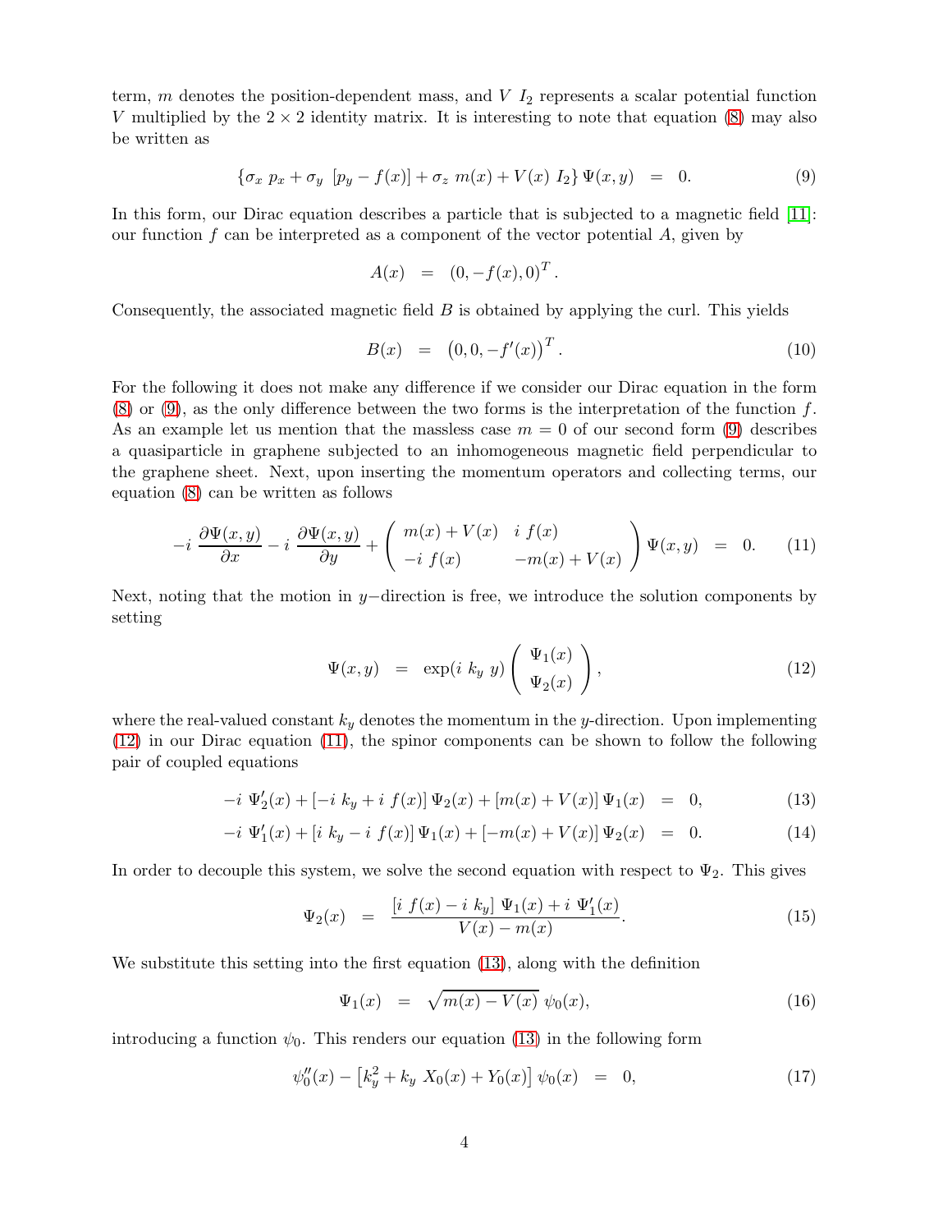term, $m$ denotes the position-dependent mass, and $V\ I_2$ represents a scalar potential function $V$ multiplied by the $2 \times 2$ identity matrix. It is interesting to note that equation (8) may also be written as

$$\{\sigma_x\ p_x + \sigma_y\ [p_y - f(x)] + \sigma_z\ m(x) + V(x)\ I_2\}\,\Psi(x,y) \;\;=\;\; 0. \tag{9}$$

In this form, our Dirac equation describes a particle that is subjected to a magnetic field [11]: our function $f$ can be interpreted as a component of the vector potential $A$, given by

$$A(x) \;\;=\;\; (0, -f(x), 0)^T.$$

Consequently, the associated magnetic field $B$ is obtained by applying the curl. This yields

$$B(x) \;\;=\;\; \left(0, 0, -f'(x)\right)^T. \tag{10}$$

For the following it does not make any difference if we consider our Dirac equation in the form (8) or (9), as the only difference between the two forms is the interpretation of the function $f$. As an example let us mention that the massless case $m = 0$ of our second form (9) describes a quasiparticle in graphene subjected to an inhomogeneous magnetic field perpendicular to the graphene sheet. Next, upon inserting the momentum operators and collecting terms, our equation (8) can be written as follows

$$-i\ \frac{\partial \Psi(x,y)}{\partial x} - i\ \frac{\partial \Psi(x,y)}{\partial y} + \begin{pmatrix} m(x) + V(x) & i\ f(x) \\ -i\ f(x) & -m(x) + V(x) \end{pmatrix} \Psi(x,y) \;\;=\;\; 0. \tag{11}$$

Next, noting that the motion in $y-$direction is free, we introduce the solution components by setting

$$\Psi(x,y) \;\;=\;\; \exp(i\ k_y\ y) \begin{pmatrix} \Psi_1(x) \\ \Psi_2(x) \end{pmatrix}, \tag{12}$$

where the real-valued constant $k_y$ denotes the momentum in the $y$-direction. Upon implementing (12) in our Dirac equation (11), the spinor components can be shown to follow the following pair of coupled equations

$$-i\ \Psi_2'(x) + [-i\ k_y + i\ f(x)]\,\Psi_2(x) + [m(x) + V(x)]\,\Psi_1(x) \;\;=\;\; 0, \tag{13}$$

$$-i\ \Psi_1'(x) + [i\ k_y - i\ f(x)]\,\Psi_1(x) + [-m(x) + V(x)]\,\Psi_2(x) \;\;=\;\; 0. \tag{14}$$

In order to decouple this system, we solve the second equation with respect to $\Psi_2$. This gives

$$\Psi_2(x) \;\;=\;\; \frac{[i\ f(x) - i\ k_y]\ \Psi_1(x) + i\ \Psi_1'(x)}{V(x) - m(x)}. \tag{15}$$

We substitute this setting into the first equation (13), along with the definition

$$\Psi_1(x) \;\;=\;\; \sqrt{m(x) - V(x)}\ \psi_0(x), \tag{16}$$

introducing a function $\psi_0$. This renders our equation (13) in the following form

$$\psi_0''(x) - \left[k_y^2 + k_y\ X_0(x) + Y_0(x)\right] \psi_0(x) \;\;=\;\; 0, \tag{17}$$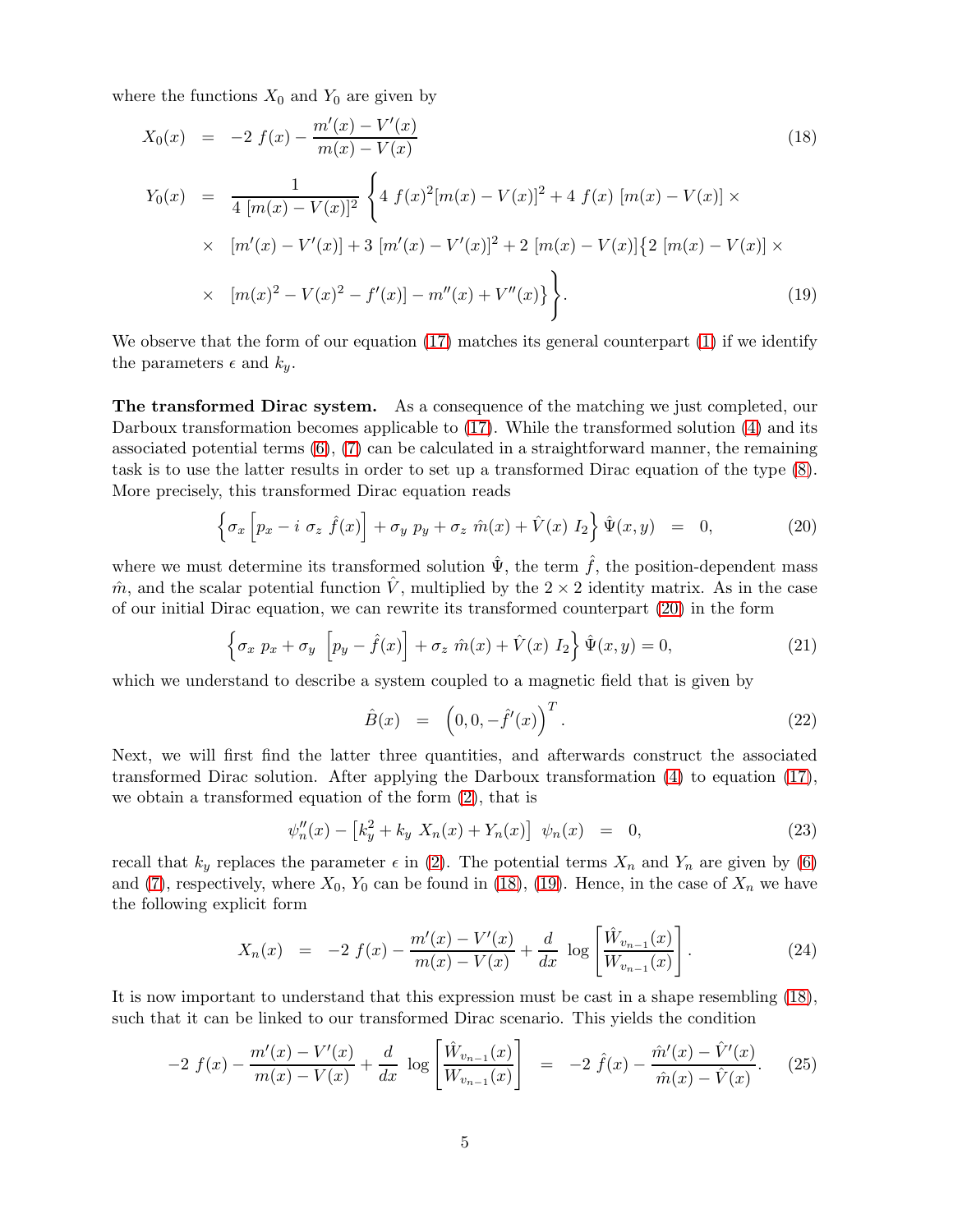where the functions $X_0$ and $Y_0$ are given by

$$
\begin{aligned}
X_0(x) &= -2\ f(x) - \frac{m'(x) - V'(x)}{m(x) - V(x)} && (18) \\
Y_0(x) &= \frac{1}{4\ [m(x) - V(x)]^2} \Bigg\{ 4\ f(x)^2 [m(x) - V(x)]^2 + 4\ f(x)\ [m(x) - V(x)] \times \\
&\times\ [m'(x) - V'(x)] + 3\ [m'(x) - V'(x)]^2 + 2\ [m(x) - V(x)] \big\{ 2\ [m(x) - V(x)] \times \\
&\times\ [m(x)^2 - V(x)^2 - f'(x)] - m''(x) + V''(x) \big\} \Bigg\}. && (19)
\end{aligned}
$$

We observe that the form of our equation (17) matches its general counterpart (1) if we identify the parameters $\epsilon$ and $k_y$.

**The transformed Dirac system.** As a consequence of the matching we just completed, our Darboux transformation becomes applicable to (17). While the transformed solution (4) and its associated potential terms (6), (7) can be calculated in a straightforward manner, the remaining task is to use the latter results in order to set up a transformed Dirac equation of the type (8). More precisely, this transformed Dirac equation reads

$$
\left\{ \sigma_x \left[ p_x - i\ \sigma_z\ \hat{f}(x) \right] + \sigma_y\ p_y + \sigma_z\ \hat{m}(x) + \hat{V}(x)\ I_2 \right\} \hat{\Psi}(x, y) \ = \ 0, \tag{20}
$$

where we must determine its transformed solution $\hat{\Psi}$, the term $\hat{f}$, the position-dependent mass $\hat{m}$, and the scalar potential function $\hat{V}$, multiplied by the $2 \times 2$ identity matrix. As in the case of our initial Dirac equation, we can rewrite its transformed counterpart (20) in the form

$$
\left\{ \sigma_x\ p_x + \sigma_y\ \left[ p_y - \hat{f}(x) \right] + \sigma_z\ \hat{m}(x) + \hat{V}(x)\ I_2 \right\} \hat{\Psi}(x, y) = 0, \tag{21}
$$

which we understand to describe a system coupled to a magnetic field that is given by

$$
\hat{B}(x) \ = \ \left( 0, 0, -\hat{f}'(x) \right)^T. \tag{22}
$$

Next, we will first find the latter three quantities, and afterwards construct the associated transformed Dirac solution. After applying the Darboux transformation (4) to equation (17), we obtain a transformed equation of the form (2), that is

$$
\psi_n''(x) - \left[ k_y^2 + k_y\ X_n(x) + Y_n(x) \right]\ \psi_n(x) \ = \ 0, \tag{23}
$$

recall that $k_y$ replaces the parameter $\epsilon$ in (2). The potential terms $X_n$ and $Y_n$ are given by (6) and (7), respectively, where $X_0$, $Y_0$ can be found in (18), (19). Hence, in the case of $X_n$ we have the following explicit form

$$
X_n(x) \ = \ -2\ f(x) - \frac{m'(x) - V'(x)}{m(x) - V(x)} + \frac{d}{dx}\ \log \left[ \frac{\hat{W}_{v_{n-1}}(x)}{W_{v_{n-1}}(x)} \right]. \tag{24}
$$

It is now important to understand that this expression must be cast in a shape resembling (18), such that it can be linked to our transformed Dirac scenario. This yields the condition

$$
-2\ f(x) - \frac{m'(x) - V'(x)}{m(x) - V(x)} + \frac{d}{dx}\ \log \left[ \frac{\hat{W}_{v_{n-1}}(x)}{W_{v_{n-1}}(x)} \right] \ = \ -2\ \hat{f}(x) - \frac{\hat{m}'(x) - \hat{V}'(x)}{\hat{m}(x) - \hat{V}(x)}. \tag{25}
$$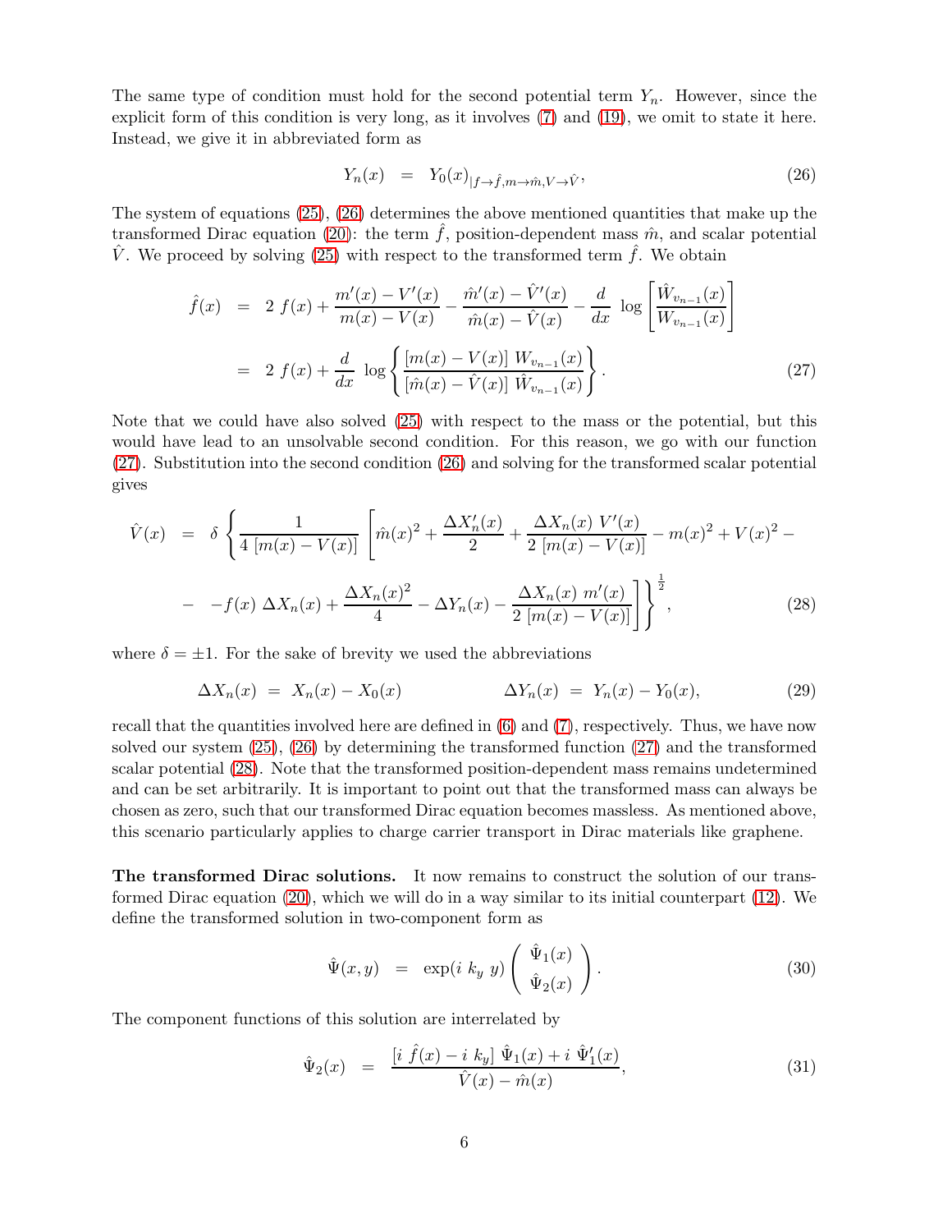The same type of condition must hold for the second potential term $Y_n$. However, since the explicit form of this condition is very long, as it involves (7) and (19), we omit to state it here. Instead, we give it in abbreviated form as

$$
Y_n(x) \;\;=\;\; Y_0(x)_{|f \rightarrow \hat{f}, m \rightarrow \hat{m}, V \rightarrow \hat{V}}, \tag{26}
$$

The system of equations (25), (26) determines the above mentioned quantities that make up the transformed Dirac equation (20): the term $\hat{f}$, position-dependent mass $\hat{m}$, and scalar potential $\hat{V}$. We proceed by solving (25) with respect to the transformed term $\hat{f}$. We obtain

$$
\begin{aligned}
\hat{f}(x) \;&=\; 2\; f(x) + \frac{m'(x) - V'(x)}{m(x) - V(x)} - \frac{\hat{m}'(x) - \hat{V}'(x)}{\hat{m}(x) - \hat{V}(x)} - \frac{d}{dx}\; \log\left[\frac{\hat{W}_{v_{n-1}}(x)}{W_{v_{n-1}}(x)}\right] \\
&=\; 2\; f(x) + \frac{d}{dx}\; \log\left\{\frac{[m(x) - V(x)]\; W_{v_{n-1}}(x)}{[\hat{m}(x) - \hat{V}(x)]\; \hat{W}_{v_{n-1}}(x)}\right\}.
\end{aligned} \tag{27}
$$

Note that we could have also solved (25) with respect to the mass or the potential, but this would have lead to an unsolvable second condition. For this reason, we go with our function (27). Substitution into the second condition (26) and solving for the transformed scalar potential gives

$$
\begin{aligned}
\hat{V}(x) \;&=\; \delta\,\left\{\frac{1}{4\;[m(x) - V(x)]}\;\left[\hat{m}(x)^2 + \frac{\Delta X_n'(x)}{2} + \frac{\Delta X_n(x)\; V'(x)}{2\;[m(x) - V(x)]} - m(x)^2 + V(x)^2 - \right.\right. \\
&\left.\left. -\; -f(x)\;\Delta X_n(x) + \frac{\Delta X_n(x)^2}{4} - \Delta Y_n(x) - \frac{\Delta X_n(x)\; m'(x)}{2\;[m(x) - V(x)]}\right]\right\}^{\frac{1}{2}},
\end{aligned} \tag{28}
$$

where $\delta = \pm 1$. For the sake of brevity we used the abbreviations

$$
\Delta X_n(x) \;=\; X_n(x) - X_0(x) \qquad\qquad \Delta Y_n(x) \;=\; Y_n(x) - Y_0(x), \tag{29}
$$

recall that the quantities involved here are defined in (6) and (7), respectively. Thus, we have now solved our system (25), (26) by determining the transformed function (27) and the transformed scalar potential (28). Note that the transformed position-dependent mass remains undetermined and can be set arbitrarily. It is important to point out that the transformed mass can always be chosen as zero, such that our transformed Dirac equation becomes massless. As mentioned above, this scenario particularly applies to charge carrier transport in Dirac materials like graphene.

**The transformed Dirac solutions.** It now remains to construct the solution of our transformed Dirac equation (20), which we will do in a way similar to its initial counterpart (12). We define the transformed solution in two-component form as

$$
\hat{\Psi}(x, y) \;\;=\;\; \exp(i\; k_y\; y) \begin{pmatrix} \hat{\Psi}_1(x) \\ \hat{\Psi}_2(x) \end{pmatrix}. \tag{30}
$$

The component functions of this solution are interrelated by

$$
\hat{\Psi}_2(x) \;\;=\;\; \frac{[i\; \hat{f}(x) - i\; k_y]\; \hat{\Psi}_1(x) + i\; \hat{\Psi}_1'(x)}{\hat{V}(x) - \hat{m}(x)}, \tag{31}
$$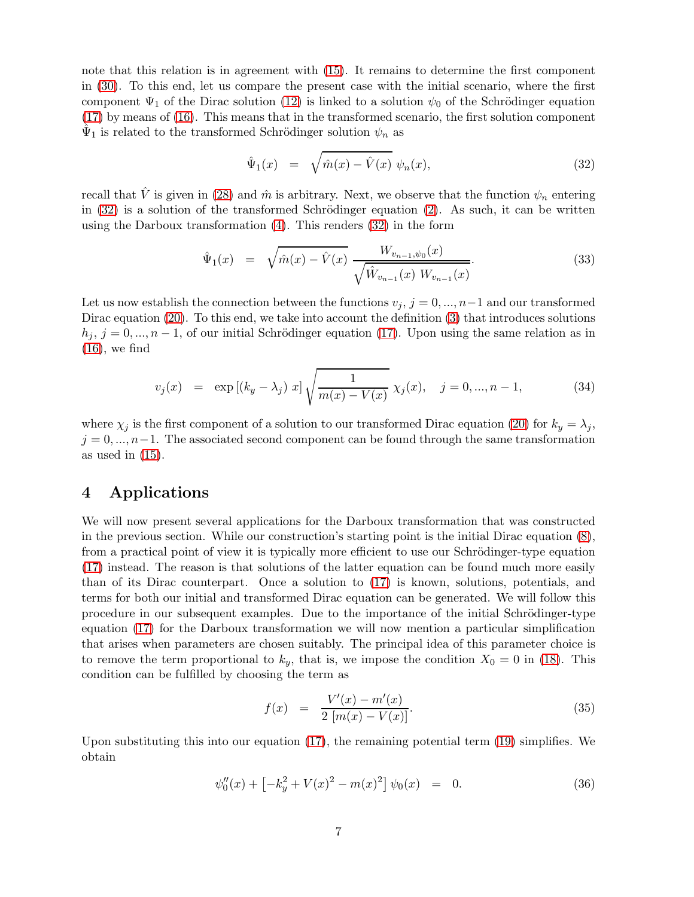note that this relation is in agreement with (15). It remains to determine the first component in (30). To this end, let us compare the present case with the initial scenario, where the first component $\Psi_1$ of the Dirac solution (12) is linked to a solution $\psi_0$ of the Schrödinger equation (17) by means of (16). This means that in the transformed scenario, the first solution component $\hat{\Psi}_1$ is related to the transformed Schrödinger solution $\psi_n$ as

$$\hat{\Psi}_1(x) = \sqrt{\hat{m}(x) - \hat{V}(x)}\ \psi_n(x), \tag{32}$$

recall that $\hat{V}$ is given in (28) and $\hat{m}$ is arbitrary. Next, we observe that the function $\psi_n$ entering in (32) is a solution of the transformed Schrödinger equation (2). As such, it can be written using the Darboux transformation (4). This renders (32) in the form

$$\hat{\Psi}_1(x) = \sqrt{\hat{m}(x) - \hat{V}(x)}\ \frac{W_{v_{n-1},\psi_0}(x)}{\sqrt{\hat{W}_{v_{n-1}}(x)\ W_{v_{n-1}}(x)}}. \tag{33}$$

Let us now establish the connection between the functions $v_j$, $j = 0, ..., n-1$ and our transformed Dirac equation (20). To this end, we take into account the definition (3) that introduces solutions $h_j$, $j = 0, ..., n-1$, of our initial Schrödinger equation (17). Upon using the same relation as in (16), we find

$$v_j(x) = \exp\left[(k_y - \lambda_j)\ x\right] \sqrt{\frac{1}{m(x) - V(x)}}\ \chi_j(x), \quad j = 0, ..., n-1, \tag{34}$$

where $\chi_j$ is the first component of a solution to our transformed Dirac equation (20) for $k_y = \lambda_j$, $j = 0, ..., n-1$. The associated second component can be found through the same transformation as used in (15).

## 4 Applications

We will now present several applications for the Darboux transformation that was constructed in the previous section. While our construction's starting point is the initial Dirac equation (8), from a practical point of view it is typically more efficient to use our Schrödinger-type equation (17) instead. The reason is that solutions of the latter equation can be found much more easily than of its Dirac counterpart. Once a solution to (17) is known, solutions, potentials, and terms for both our initial and transformed Dirac equation can be generated. We will follow this procedure in our subsequent examples. Due to the importance of the initial Schrödinger-type equation (17) for the Darboux transformation we will now mention a particular simplification that arises when parameters are chosen suitably. The principal idea of this parameter choice is to remove the term proportional to $k_y$, that is, we impose the condition $X_0 = 0$ in (18). This condition can be fulfilled by choosing the term as

$$f(x) = \frac{V'(x) - m'(x)}{2\ [m(x) - V(x)]}. \tag{35}$$

Upon substituting this into our equation (17), the remaining potential term (19) simplifies. We obtain

$$\psi_0''(x) + \left[-k_y^2 + V(x)^2 - m(x)^2\right] \psi_0(x) = 0. \tag{36}$$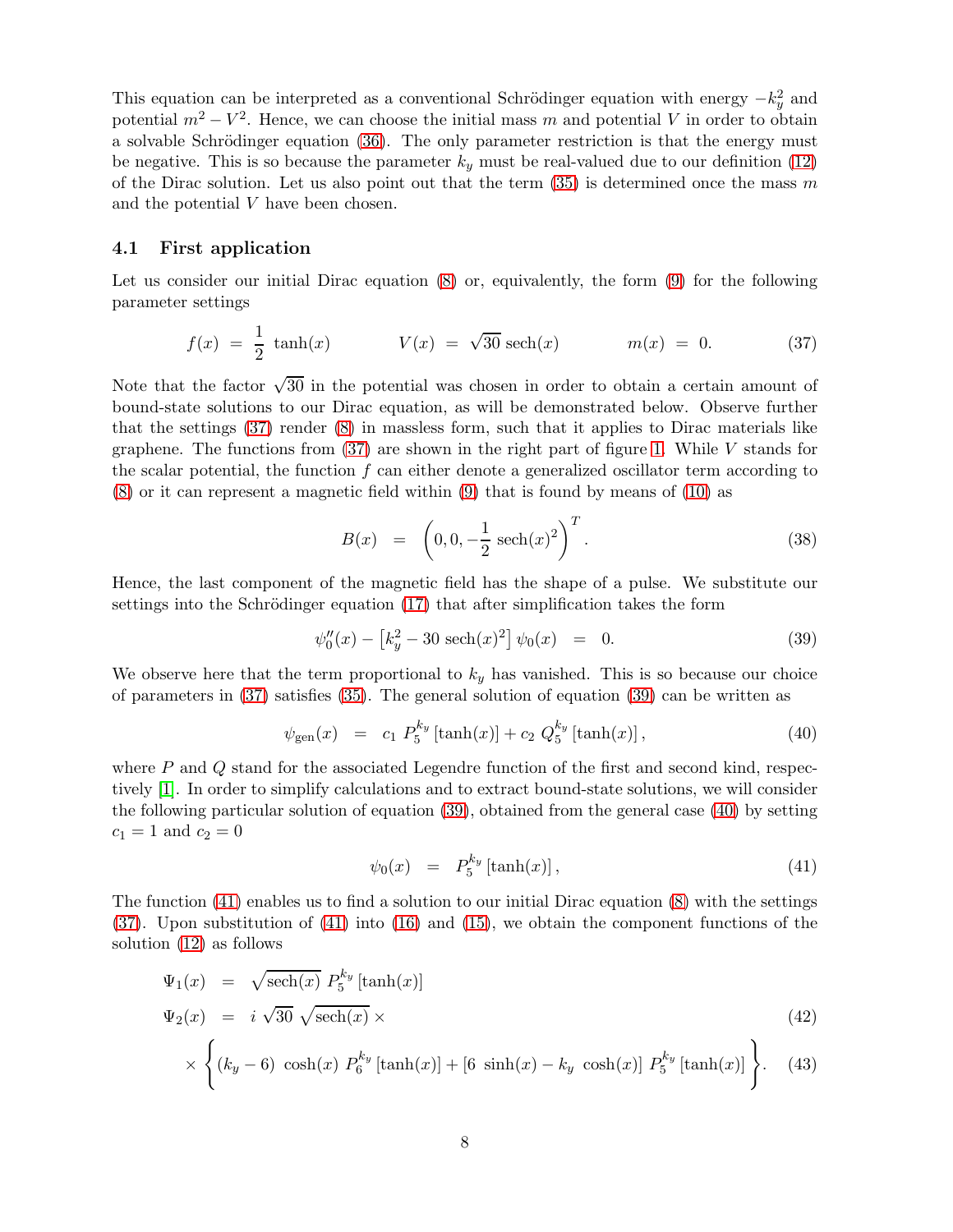This equation can be interpreted as a conventional Schrödinger equation with energy $-k_y^2$ and potential $m^2 - V^2$. Hence, we can choose the initial mass $m$ and potential $V$ in order to obtain a solvable Schrödinger equation (36). The only parameter restriction is that the energy must be negative. This is so because the parameter $k_y$ must be real-valued due to our definition (12) of the Dirac solution. Let us also point out that the term (35) is determined once the mass $m$ and the potential $V$ have been chosen.

### 4.1 First application

Let us consider our initial Dirac equation (8) or, equivalently, the form (9) for the following parameter settings

$$f(x) \;=\; \frac{1}{2}\,\tanh(x) \qquad\qquad V(x) \;=\; \sqrt{30}\,\mathrm{sech}(x) \qquad\qquad m(x) \;=\; 0. \tag{37}$$

Note that the factor $\sqrt{30}$ in the potential was chosen in order to obtain a certain amount of bound-state solutions to our Dirac equation, as will be demonstrated below. Observe further that the settings (37) render (8) in massless form, such that it applies to Dirac materials like graphene. The functions from (37) are shown in the right part of figure 1. While $V$ stands for the scalar potential, the function $f$ can either denote a generalized oscillator term according to (8) or it can represent a magnetic field within (9) that is found by means of (10) as

$$B(x) \;\;=\;\; \left(0, 0, -\frac{1}{2}\,\mathrm{sech}(x)^2\right)^T. \tag{38}$$

Hence, the last component of the magnetic field has the shape of a pulse. We substitute our settings into the Schrödinger equation (17) that after simplification takes the form

$$\psi_0''(x) - \left[k_y^2 - 30\,\mathrm{sech}(x)^2\right]\psi_0(x) \;\;=\;\; 0. \tag{39}$$

We observe here that the term proportional to $k_y$ has vanished. This is so because our choice of parameters in (37) satisfies (35). The general solution of equation (39) can be written as

$$\psi_{\mathrm{gen}}(x) \;\;=\;\; c_1\, P_5^{k_y}\left[\tanh(x)\right] + c_2\, Q_5^{k_y}\left[\tanh(x)\right], \tag{40}$$

where $P$ and $Q$ stand for the associated Legendre function of the first and second kind, respectively [1]. In order to simplify calculations and to extract bound-state solutions, we will consider the following particular solution of equation (39), obtained from the general case (40) by setting $c_1 = 1$ and $c_2 = 0$

$$\psi_0(x) \;\;=\;\; P_5^{k_y}\left[\tanh(x)\right], \tag{41}$$

The function (41) enables us to find a solution to our initial Dirac equation (8) with the settings (37). Upon substitution of (41) into (16) and (15), we obtain the component functions of the solution (12) as follows

$$\Psi_1(x) \;\;=\;\; \sqrt{\mathrm{sech}(x)}\; P_5^{k_y}\left[\tanh(x)\right]$$

$$\Psi_2(x) \;\;=\;\; i\,\sqrt{30}\,\sqrt{\mathrm{sech}(x)}\;\times \tag{42}$$

$$\times\left\{(k_y - 6)\;\cosh(x)\; P_6^{k_y}\left[\tanh(x)\right] + \left[6\;\sinh(x) - k_y\;\cosh(x)\right] P_5^{k_y}\left[\tanh(x)\right]\right\}. \tag{43}$$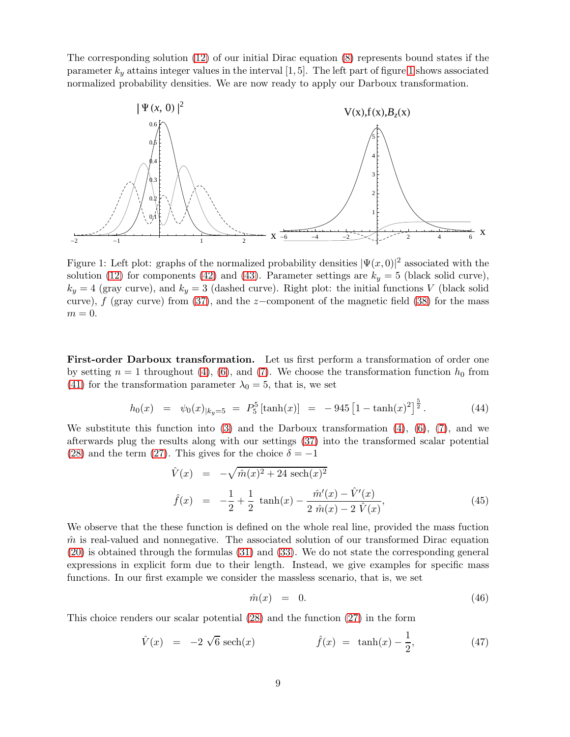The corresponding solution (12) of our initial Dirac equation (8) represents bound states if the parameter $k_y$ attains integer values in the interval $[1, 5]$. The left part of figure 1 shows associated normalized probability densities. We are now ready to apply our Darboux transformation.

Figure 1: Left plot: graphs of the normalized probability densities $|\Psi(x,0)|^2$ associated with the solution (12) for components (42) and (43). Parameter settings are $k_y = 5$ (black solid curve), $k_y = 4$ (gray curve), and $k_y = 3$ (dashed curve). Right plot: the initial functions $V$ (black solid curve), $f$ (gray curve) from (37), and the $z-$component of the magnetic field (38) for the mass $m = 0$.

**First-order Darboux transformation.** Let us first perform a transformation of order one by setting $n = 1$ throughout (4), (6), and (7). We choose the transformation function $h_0$ from (41) for the transformation parameter $\lambda_0 = 5$, that is, we set

$$h_0(x) \;=\; \psi_0(x)_{|k_y=5} \;=\; P_5^5\left[\tanh(x)\right] \;=\; -945\left[1 - \tanh(x)^2\right]^{\frac{5}{2}}. \tag{44}$$

We substitute this function into (3) and the Darboux transformation (4), (6), (7), and we afterwards plug the results along with our settings (37) into the transformed scalar potential (28) and the term (27). This gives for the choice $\delta = -1$

$$\begin{aligned}
\hat{V}(x) &= -\sqrt{\hat{m}(x)^2 + 24\,\operatorname{sech}(x)^2} \\
\hat{f}(x) &= -\frac{1}{2} + \frac{1}{2}\,\tanh(x) - \frac{\hat{m}'(x) - \hat{V}'(x)}{2\,\hat{m}(x) - 2\,\hat{V}(x)},
\end{aligned} \tag{45}$$

We observe that the these function is defined on the whole real line, provided the mass fuction $\hat{m}$ is real-valued and nonnegative. The associated solution of our transformed Dirac equation (20) is obtained through the formulas (31) and (33). We do not state the corresponding general expressions in explicit form due to their length. Instead, we give examples for specific mass functions. In our first example we consider the massless scenario, that is, we set

$$\hat{m}(x) \;=\; 0. \tag{46}$$

This choice renders our scalar potential (28) and the function (27) in the form

$$\hat{V}(x) \;=\; -2\,\sqrt{6}\,\operatorname{sech}(x) \qquad\qquad \hat{f}(x) \;=\; \tanh(x) - \frac{1}{2}, \tag{47}$$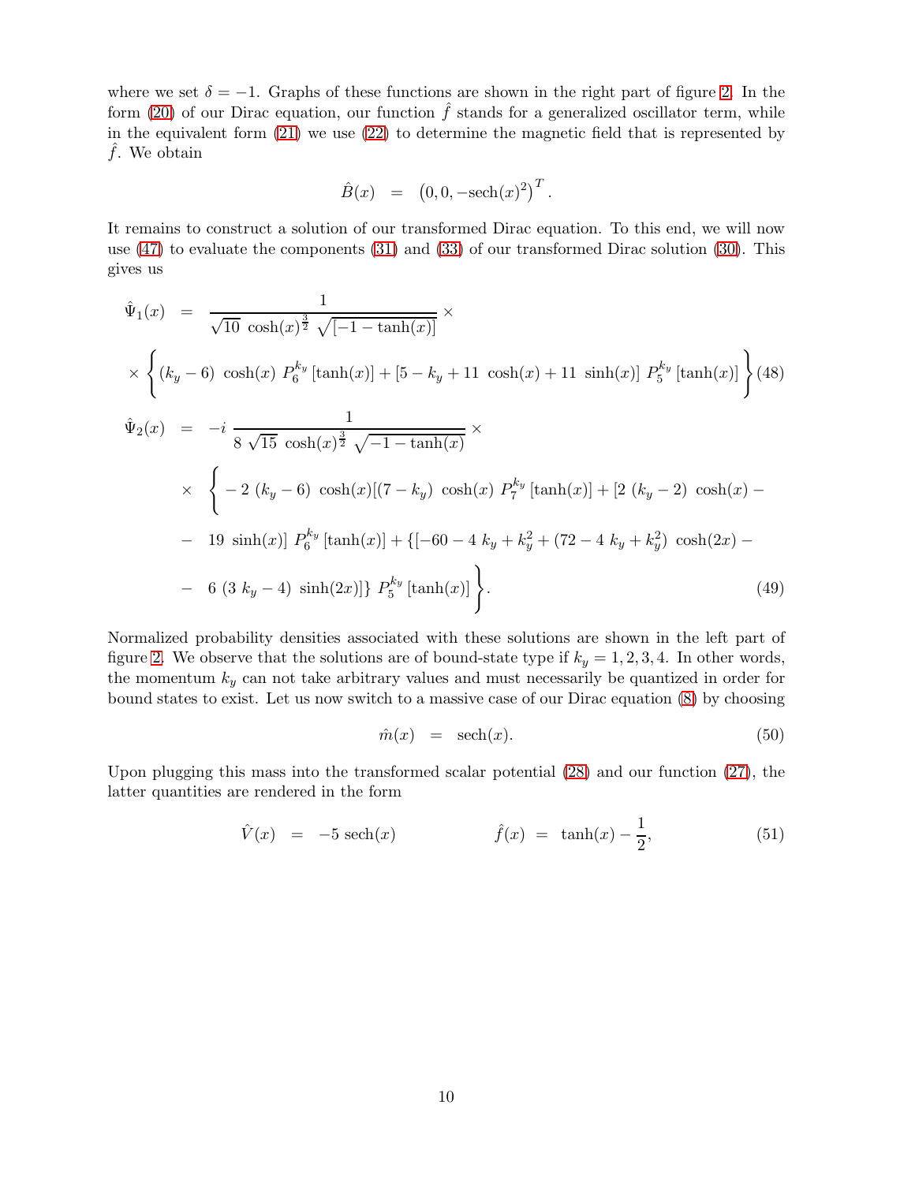where we set $\delta = -1$. Graphs of these functions are shown in the right part of figure 2. In the form (20) of our Dirac equation, our function $\hat{f}$ stands for a generalized oscillator term, while in the equivalent form (21) we use (22) to determine the magnetic field that is represented by $\hat{f}$. We obtain

$$\hat{B}(x) \;\; = \;\; \left(0, 0, -\text{sech}(x)^2\right)^T.$$

It remains to construct a solution of our transformed Dirac equation. To this end, we will now use (47) to evaluate the components (31) and (33) of our transformed Dirac solution (30). This gives us

$$\hat{\Psi}_1(x) \;\; = \;\; \frac{1}{\sqrt{10}\; \cosh(x)^{\frac{3}{2}}\; \sqrt{[-1-\tanh(x)]}} \times$$
$$\times \left\{ (k_y - 6)\; \cosh(x)\; P_6^{k_y}\left[\tanh(x)\right] + \left[5 - k_y + 11\; \cosh(x) + 11\; \sinh(x)\right]\; P_5^{k_y}\left[\tanh(x)\right] \right\} \quad (48)$$

$$\hat{\Psi}_2(x) \;\; = \;\; -i\; \frac{1}{8\;\sqrt{15}\; \cosh(x)^{\frac{3}{2}}\; \sqrt{-1-\tanh(x)}} \times$$
$$\times \;\; \Big\{ -2\; (k_y - 6)\; \cosh(x)[(7 - k_y)\; \cosh(x)\; P_7^{k_y}\left[\tanh(x)\right] + [2\; (k_y - 2)\; \cosh(x) -$$
$$- \;\; 19\; \sinh(x)]\; P_6^{k_y}\left[\tanh(x)\right] + \{[-60 - 4\; k_y + k_y^2 + (72 - 4\; k_y + k_y^2)\; \cosh(2x) -$$
$$- \;\; 6\; (3\; k_y - 4)\; \sinh(2x)]\}\; P_5^{k_y}\left[\tanh(x)\right] \Big\}. \quad (49)$$

Normalized probability densities associated with these solutions are shown in the left part of figure 2. We observe that the solutions are of bound-state type if $k_y = 1, 2, 3, 4$. In other words, the momentum $k_y$ can not take arbitrary values and must necessarily be quantized in order for bound states to exist. Let us now switch to a massive case of our Dirac equation (8) by choosing

$$\hat{m}(x) \;\; = \;\; \text{sech}(x). \quad (50)$$

Upon plugging this mass into the transformed scalar potential (28) and our function (27), the latter quantities are rendered in the form

$$\hat{V}(x) \;\; = \;\; -5\; \text{sech}(x) \qquad\qquad \hat{f}(x) \;\; = \;\; \tanh(x) - \frac{1}{2}, \quad (51)$$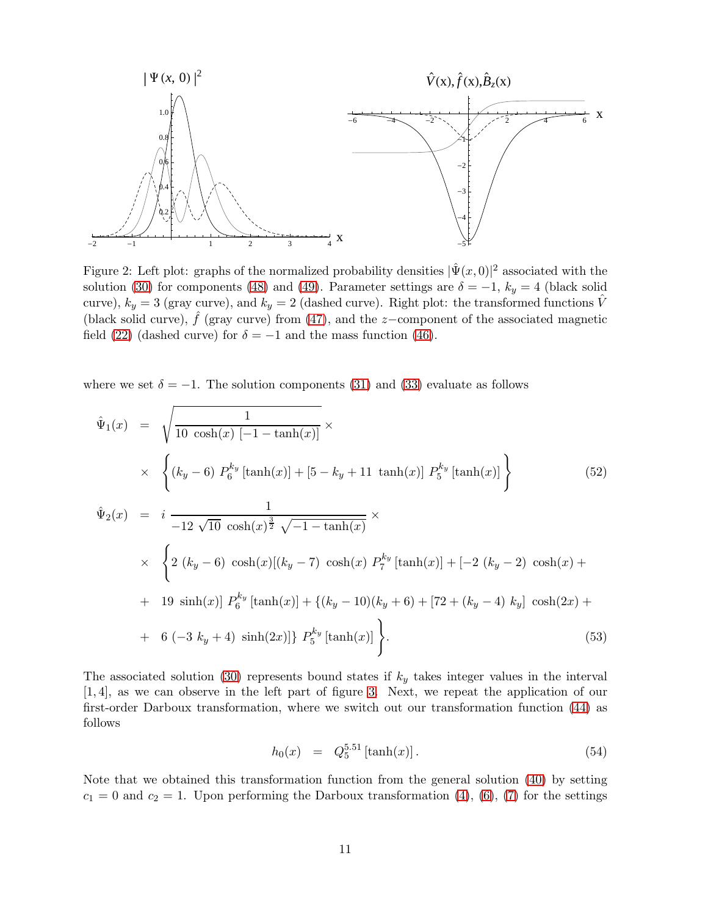Figure 2: Left plot: graphs of the normalized probability densities $|\hat{\Psi}(x,0)|^2$ associated with the solution (30) for components (48) and (49). Parameter settings are $\delta = -1$, $k_y = 4$ (black solid curve), $k_y = 3$ (gray curve), and $k_y = 2$ (dashed curve). Right plot: the transformed functions $\hat{V}$ (black solid curve), $\hat{f}$ (gray curve) from (47), and the $z-$component of the associated magnetic field (22) (dashed curve) for $\delta = -1$ and the mass function (46).

where we set $\delta = -1$. The solution components (31) and (33) evaluate as follows

$$
\begin{aligned}
\hat{\Psi}_1(x) &= \sqrt{\frac{1}{10\ \cosh(x)\ [-1-\tanh(x)]}} \times \\
&\times \left\{ (k_y - 6)\ P_6^{k_y}[\tanh(x)] + [5 - k_y + 11\ \tanh(x)]\ P_5^{k_y}[\tanh(x)] \right\} 
\end{aligned} \tag{52}
$$

$$
\begin{aligned}
\hat{\Psi}_2(x) &= i\ \frac{1}{-12\sqrt{10}\ \cosh(x)^{\frac{3}{2}}\ \sqrt{-1-\tanh(x)}} \times \\
&\times \Big\{ 2\ (k_y - 6)\ \cosh(x)[(k_y - 7)\ \cosh(x)\ P_7^{k_y}[\tanh(x)] + [-2\ (k_y - 2)\ \cosh(x) + \\
&+ 19\ \sinh(x)]\ P_6^{k_y}[\tanh(x)] + \{(k_y - 10)(k_y + 6) + [72 + (k_y - 4)\ k_y]\ \cosh(2x) + \\
&+ 6\ (-3\ k_y + 4)\ \sinh(2x)]\}\ P_5^{k_y}[\tanh(x)] \Big\}.
\end{aligned} \tag{53}
$$

The associated solution (30) represents bound states if $k_y$ takes integer values in the interval $[1, 4]$, as we can observe in the left part of figure 3. Next, we repeat the application of our first-order Darboux transformation, where we switch out our transformation function (44) as follows

$$
h_0(x) = Q_5^{5.51}[\tanh(x)]. \tag{54}
$$

Note that we obtained this transformation function from the general solution (40) by setting $c_1 = 0$ and $c_2 = 1$. Upon performing the Darboux transformation (4), (6), (7) for the settings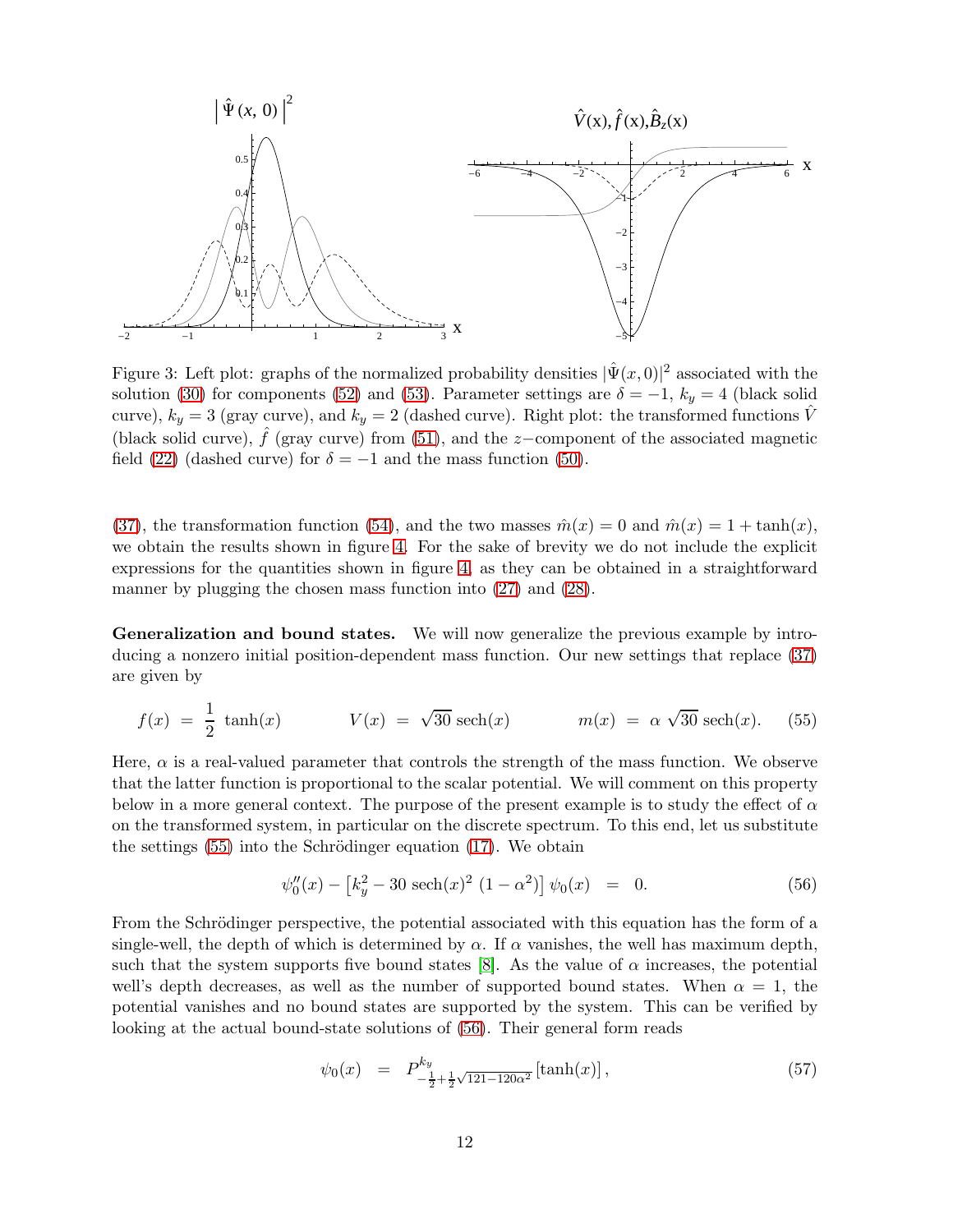Figure 3: Left plot: graphs of the normalized probability densities $|\hat{\Psi}(x,0)|^2$ associated with the solution (30) for components (52) and (53). Parameter settings are $\delta = -1$, $k_y = 4$ (black solid curve), $k_y = 3$ (gray curve), and $k_y = 2$ (dashed curve). Right plot: the transformed functions $\hat{V}$ (black solid curve), $\hat{f}$ (gray curve) from (51), and the $z-$component of the associated magnetic field (22) (dashed curve) for $\delta = -1$ and the mass function (50).

(37), the transformation function (54), and the two masses $\hat{m}(x) = 0$ and $\hat{m}(x) = 1 + \tanh(x)$, we obtain the results shown in figure 4. For the sake of brevity we do not include the explicit expressions for the quantities shown in figure 4, as they can be obtained in a straightforward manner by plugging the chosen mass function into (27) and (28).

**Generalization and bound states.** We will now generalize the previous example by introducing a nonzero initial position-dependent mass function. Our new settings that replace (37) are given by

$$f(x) \;=\; \frac{1}{2}\,\tanh(x) \qquad\qquad V(x) \;=\; \sqrt{30}\,\mathrm{sech}(x) \qquad\qquad m(x) \;=\; \alpha\,\sqrt{30}\,\mathrm{sech}(x). \qquad (55)$$

Here, $\alpha$ is a real-valued parameter that controls the strength of the mass function. We observe that the latter function is proportional to the scalar potential. We will comment on this property below in a more general context. The purpose of the present example is to study the effect of $\alpha$ on the transformed system, in particular on the discrete spectrum. To this end, let us substitute the settings (55) into the Schrödinger equation (17). We obtain

$$\psi_0''(x) - \left[k_y^2 - 30\,\mathrm{sech}(x)^2\,(1-\alpha^2)\right]\psi_0(x) \;=\; 0. \qquad (56)$$

From the Schrödinger perspective, the potential associated with this equation has the form of a single-well, the depth of which is determined by $\alpha$. If $\alpha$ vanishes, the well has maximum depth, such that the system supports five bound states [8]. As the value of $\alpha$ increases, the potential well's depth decreases, as well as the number of supported bound states. When $\alpha = 1$, the potential vanishes and no bound states are supported by the system. This can be verified by looking at the actual bound-state solutions of (56). Their general form reads

$$\psi_0(x) \;=\; P^{k_y}_{-\frac{1}{2}+\frac{1}{2}\sqrt{121-120\alpha^2}}\left[\tanh(x)\right], \qquad (57)$$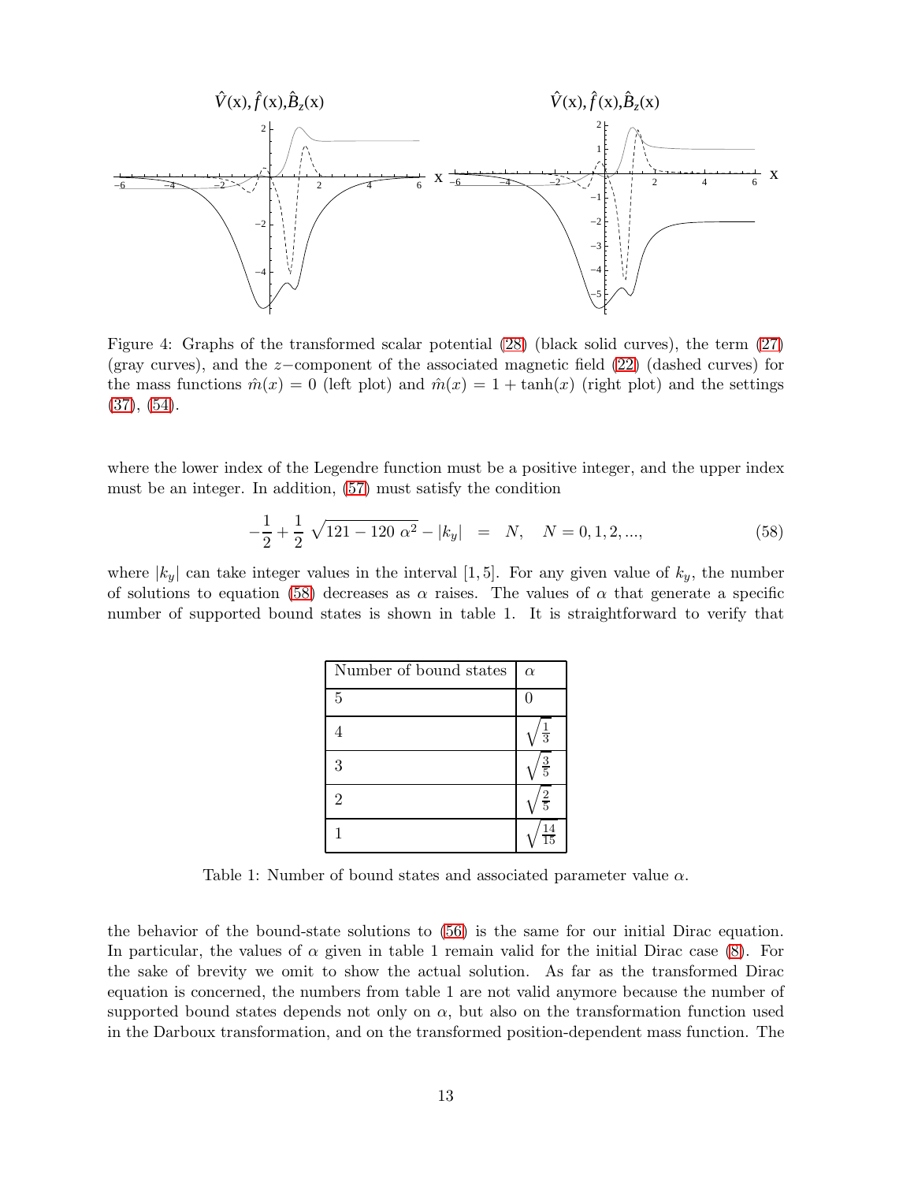Figure 4: Graphs of the transformed scalar potential (28) (black solid curves), the term (27) (gray curves), and the $z-$component of the associated magnetic field (22) (dashed curves) for the mass functions $\hat{m}(x) = 0$ (left plot) and $\hat{m}(x) = 1 + \tanh(x)$ (right plot) and the settings (37), (54).

where the lower index of the Legendre function must be a positive integer, and the upper index must be an integer. In addition, (57) must satisfy the condition

$$-\frac{1}{2} + \frac{1}{2}\sqrt{121 - 120\,\alpha^2} - |k_y| \;=\; N, \quad N = 0, 1, 2, ..., \tag{58}$$

where $|k_y|$ can take integer values in the interval $[1, 5]$. For any given value of $k_y$, the number of solutions to equation (58) decreases as $\alpha$ raises. The values of $\alpha$ that generate a specific number of supported bound states is shown in table 1. It is straightforward to verify that

| Number of bound states | $\alpha$ |
|---|---|
| 5 | 0 |
| 4 | $\sqrt{\frac{1}{3}}$ |
| 3 | $\sqrt{\frac{3}{5}}$ |
| 2 | $\sqrt{\frac{2}{5}}$ |
| 1 | $\sqrt{\frac{14}{15}}$ |

Table 1: Number of bound states and associated parameter value $\alpha$.

the behavior of the bound-state solutions to (56) is the same for our initial Dirac equation. In particular, the values of $\alpha$ given in table 1 remain valid for the initial Dirac case (8). For the sake of brevity we omit to show the actual solution. As far as the transformed Dirac equation is concerned, the numbers from table 1 are not valid anymore because the number of supported bound states depends not only on $\alpha$, but also on the transformation function used in the Darboux transformation, and on the transformed position-dependent mass function. The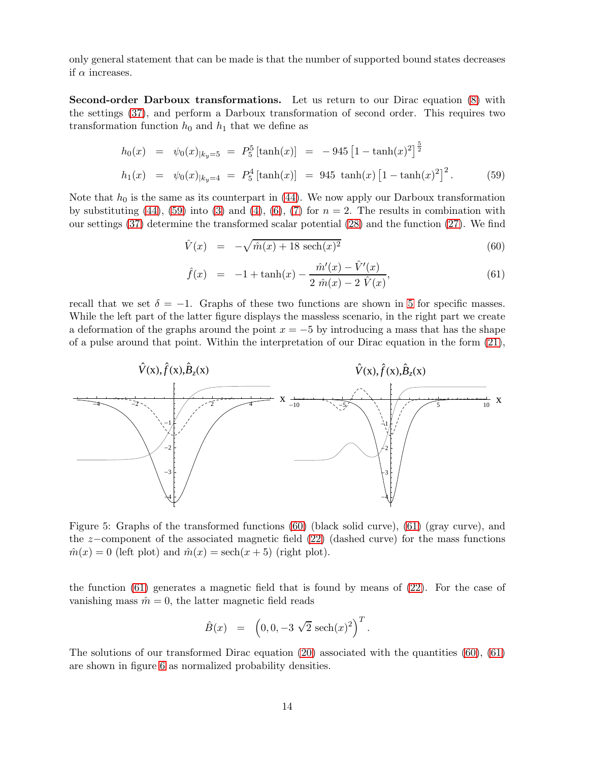only general statement that can be made is that the number of supported bound states decreases if $\alpha$ increases.

**Second-order Darboux transformations.** Let us return to our Dirac equation (8) with the settings (37), and perform a Darboux transformation of second order. This requires two transformation function $h_0$ and $h_1$ that we define as

$$
\begin{aligned}
h_0(x) &= \psi_0(x)_{|k_y=5} = P_5^5\left[\tanh(x)\right] = -945\left[1-\tanh(x)^2\right]^{\frac{5}{2}} \\
h_1(x) &= \psi_0(x)_{|k_y=4} = P_5^4\left[\tanh(x)\right] = 945\ \tanh(x)\left[1-\tanh(x)^2\right]^2. \qquad (59)
\end{aligned}
$$

Note that $h_0$ is the same as its counterpart in (44). We now apply our Darboux transformation by substituting (44), (59) into (3) and (4), (6), (7) for $n = 2$. The results in combination with our settings (37) determine the transformed scalar potential (28) and the function (27). We find

$$
\hat{V}(x) = -\sqrt{\hat{m}(x) + 18\ \mathrm{sech}(x)^2} \qquad (60)
$$

$$
\hat{f}(x) = -1 + \tanh(x) - \frac{\hat{m}'(x) - \hat{V}'(x)}{2\ \hat{m}(x) - 2\ \hat{V}(x)}, \qquad (61)
$$

recall that we set $\delta = -1$. Graphs of these two functions are shown in 5 for specific masses. While the left part of the latter figure displays the massless scenario, in the right part we create a deformation of the graphs around the point $x = -5$ by introducing a mass that has the shape of a pulse around that point. Within the interpretation of our Dirac equation in the form (21),

Figure 5: Graphs of the transformed functions (60) (black solid curve), (61) (gray curve), and the $z-$component of the associated magnetic field (22) (dashed curve) for the mass functions $\hat{m}(x) = 0$ (left plot) and $\hat{m}(x) = \mathrm{sech}(x + 5)$ (right plot).

the function (61) generates a magnetic field that is found by means of (22). For the case of vanishing mass $\hat{m} = 0$, the latter magnetic field reads

$$
\hat{B}(x) = \left(0, 0, -3\ \sqrt{2}\ \mathrm{sech}(x)^2\right)^T.
$$

The solutions of our transformed Dirac equation (20) associated with the quantities (60), (61) are shown in figure 6 as normalized probability densities.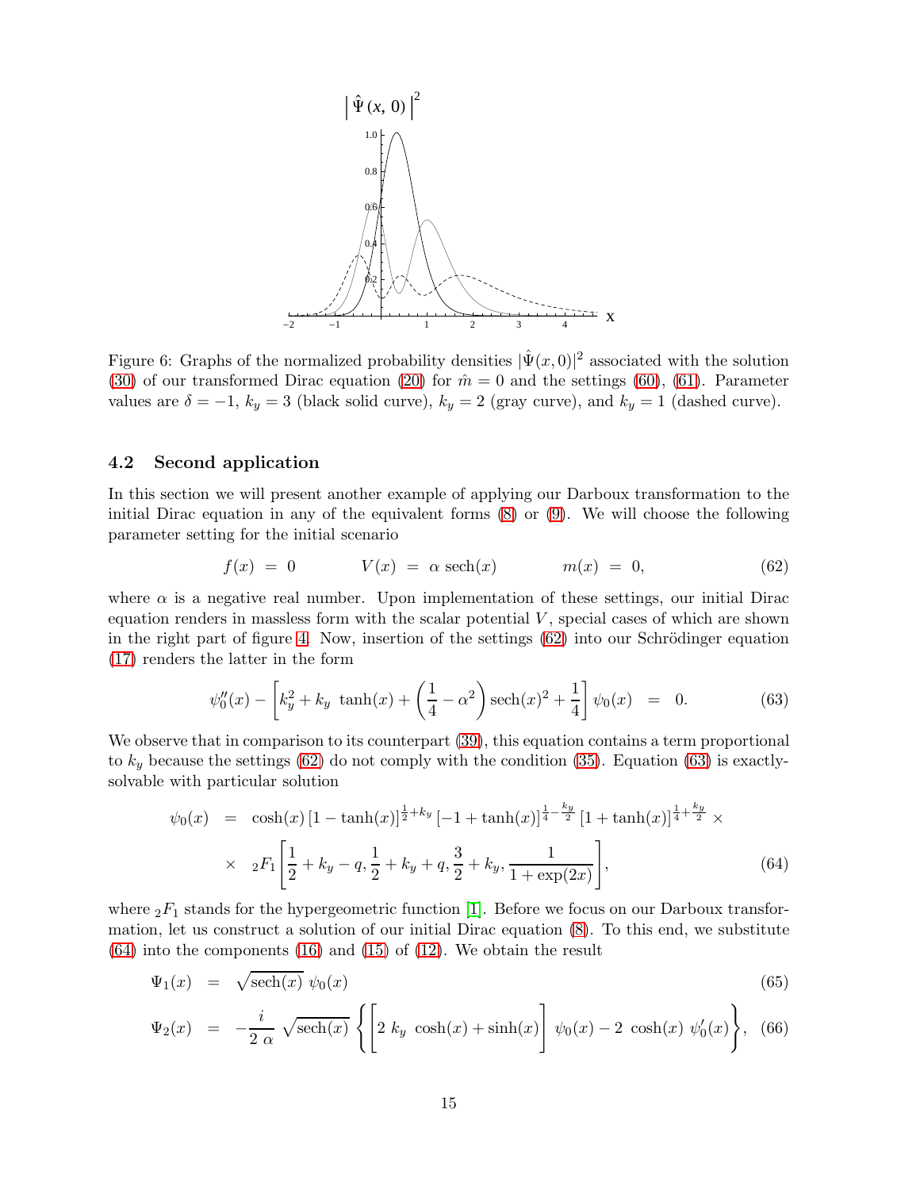Figure 6: Graphs of the normalized probability densities $|\hat{\Psi}(x,0)|^2$ associated with the solution (30) of our transformed Dirac equation (20) for $\hat{m} = 0$ and the settings (60), (61). Parameter values are $\delta = -1$, $k_y = 3$ (black solid curve), $k_y = 2$ (gray curve), and $k_y = 1$ (dashed curve).

### 4.2 Second application

In this section we will present another example of applying our Darboux transformation to the initial Dirac equation in any of the equivalent forms (8) or (9). We will choose the following parameter setting for the initial scenario

$$f(x) = 0 \qquad V(x) = \alpha \operatorname{sech}(x) \qquad m(x) = 0, \tag{62}$$

where $\alpha$ is a negative real number. Upon implementation of these settings, our initial Dirac equation renders in massless form with the scalar potential $V$, special cases of which are shown in the right part of figure 4. Now, insertion of the settings (62) into our Schrödinger equation (17) renders the latter in the form

$$\psi_0''(x) - \left[k_y^2 + k_y \tanh(x) + \left(\frac{1}{4} - \alpha^2\right) \operatorname{sech}(x)^2 + \frac{1}{4}\right] \psi_0(x) = 0. \tag{63}$$

We observe that in comparison to its counterpart (39), this equation contains a term proportional to $k_y$ because the settings (62) do not comply with the condition (35). Equation (63) is exactly-solvable with particular solution

$$\begin{aligned}\psi_0(x) &= \cosh(x)\,[1-\tanh(x)]^{\frac{1}{2}+k_y}\,[-1+\tanh(x)]^{\frac{1}{4}-\frac{k_y}{2}}\,[1+\tanh(x)]^{\frac{1}{4}+\frac{k_y}{2}} \times \\ &\times\ {}_2F_1\left[\frac{1}{2}+k_y-q, \frac{1}{2}+k_y+q, \frac{3}{2}+k_y, \frac{1}{1+\exp(2x)}\right],\end{aligned} \tag{64}$$

where ${}_2F_1$ stands for the hypergeometric function [1]. Before we focus on our Darboux transformation, let us construct a solution of our initial Dirac equation (8). To this end, we substitute (64) into the components (16) and (15) of (12). We obtain the result

$$\Psi_1(x) = \sqrt{\operatorname{sech}(x)}\ \psi_0(x) \tag{65}$$

$$\Psi_2(x) = -\frac{i}{2\,\alpha} \sqrt{\operatorname{sech}(x)} \left\{\left[2\ k_y\ \cosh(x) + \sinh(x)\right] \psi_0(x) - 2\ \cosh(x)\ \psi_0'(x)\right\}, \tag{66}$$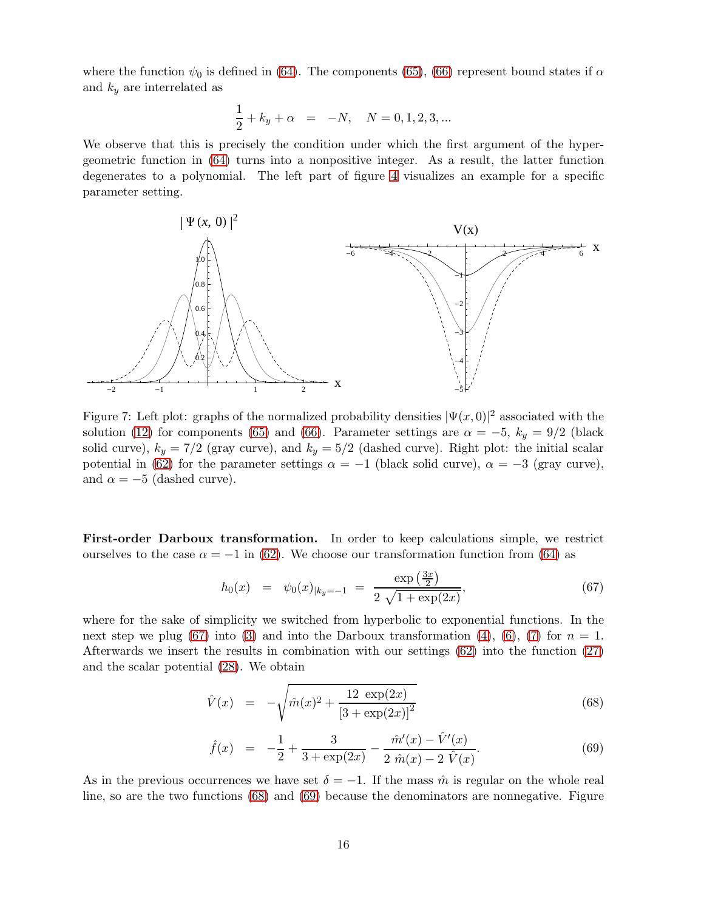where the function $\psi_0$ is defined in (64). The components (65), (66) represent bound states if $\alpha$ and $k_y$ are interrelated as

$$\frac{1}{2} + k_y + \alpha \;\; = \;\; -N, \quad N = 0, 1, 2, 3, ...$$

We observe that this is precisely the condition under which the first argument of the hypergeometric function in (64) turns into a nonpositive integer. As a result, the latter function degenerates to a polynomial. The left part of figure 4 visualizes an example for a specific parameter setting.

Figure 7: Left plot: graphs of the normalized probability densities $|\Psi(x, 0)|^2$ associated with the solution (12) for components (65) and (66). Parameter settings are $\alpha = -5$, $k_y = 9/2$ (black solid curve), $k_y = 7/2$ (gray curve), and $k_y = 5/2$ (dashed curve). Right plot: the initial scalar potential in (62) for the parameter settings $\alpha = -1$ (black solid curve), $\alpha = -3$ (gray curve), and $\alpha = -5$ (dashed curve).

**First-order Darboux transformation.** In order to keep calculations simple, we restrict ourselves to the case $\alpha = -1$ in (62). We choose our transformation function from (64) as

$$h_0(x) \;\; = \;\; \psi_0(x)_{|k_y=-1} \;\; = \;\; \frac{\exp\left(\frac{3x}{2}\right)}{2\sqrt{1+\exp(2x)}}, \tag{67}$$

where for the sake of simplicity we switched from hyperbolic to exponential functions. In the next step we plug (67) into (3) and into the Darboux transformation (4), (6), (7) for $n = 1$. Afterwards we insert the results in combination with our settings (62) into the function (27) and the scalar potential (28). We obtain

$$\hat{V}(x) \;\; = \;\; -\sqrt{\hat{m}(x)^2 + \frac{12\;\exp(2x)}{\left[3+\exp(2x)\right]^2}} \tag{68}$$

$$\hat{f}(x) \;\; = \;\; -\frac{1}{2} + \frac{3}{3+\exp(2x)} - \frac{\hat{m}'(x) - \hat{V}'(x)}{2\;\hat{m}(x) - 2\;\hat{V}(x)}. \tag{69}$$

As in the previous occurrences we have set $\delta = -1$. If the mass $\hat{m}$ is regular on the whole real line, so are the two functions (68) and (69) because the denominators are nonnegative. Figure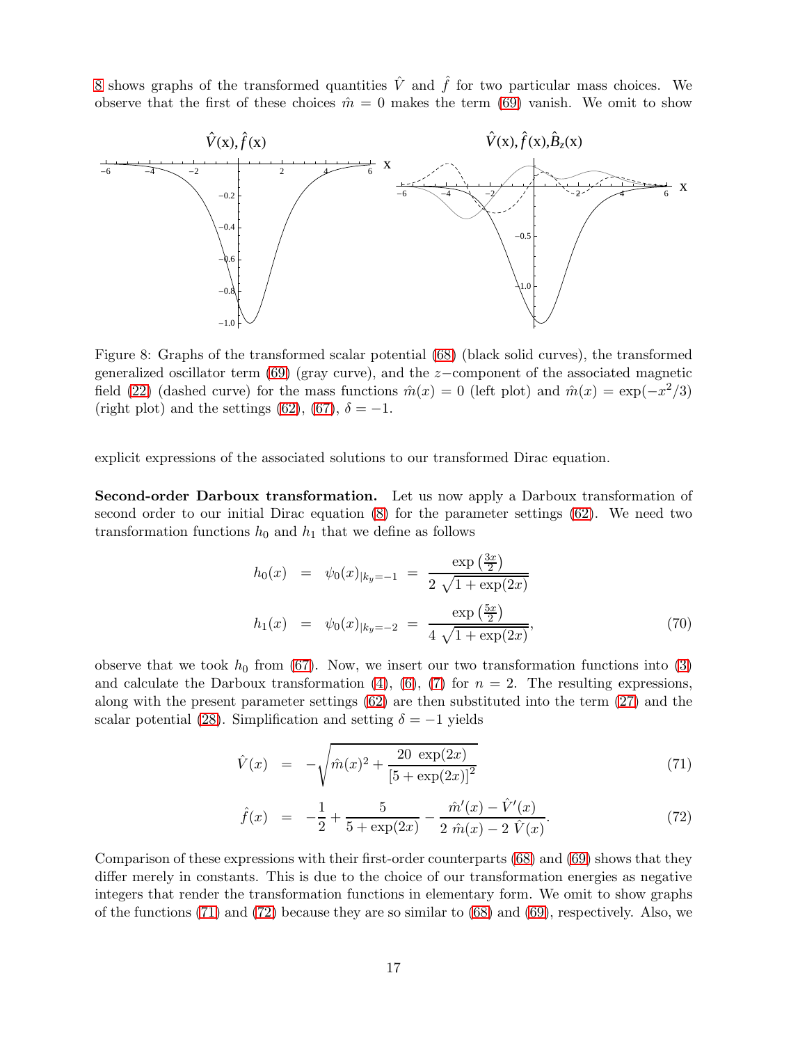8 shows graphs of the transformed quantities $\hat{V}$ and $\hat{f}$ for two particular mass choices. We observe that the first of these choices $\hat{m} = 0$ makes the term (69) vanish. We omit to show

Figure 8: Graphs of the transformed scalar potential (68) (black solid curves), the transformed generalized oscillator term (69) (gray curve), and the $z-$component of the associated magnetic field (22) (dashed curve) for the mass functions $\hat{m}(x) = 0$ (left plot) and $\hat{m}(x) = \exp(-x^2/3)$ (right plot) and the settings (62), (67), $\delta = -1$.

explicit expressions of the associated solutions to our transformed Dirac equation.

**Second-order Darboux transformation.** Let us now apply a Darboux transformation of second order to our initial Dirac equation (8) for the parameter settings (62). We need two transformation functions $h_0$ and $h_1$ that we define as follows

$$
\begin{aligned}
h_0(x) &= \psi_0(x)_{|k_y=-1} = \frac{\exp\left(\frac{3x}{2}\right)}{2\sqrt{1+\exp(2x)}} \\
h_1(x) &= \psi_0(x)_{|k_y=-2} = \frac{\exp\left(\frac{5x}{2}\right)}{4\sqrt{1+\exp(2x)}},
\end{aligned} \tag{70}
$$

observe that we took $h_0$ from (67). Now, we insert our two transformation functions into (3) and calculate the Darboux transformation (4), (6), (7) for $n = 2$. The resulting expressions, along with the present parameter settings (62) are then substituted into the term (27) and the scalar potential (28). Simplification and setting $\delta = -1$ yields

$$
\hat{V}(x) = -\sqrt{\hat{m}(x)^2 + \frac{20\ \exp(2x)}{\left[5+\exp(2x)\right]^2}} \tag{71}
$$

$$
\hat{f}(x) = -\frac{1}{2} + \frac{5}{5+\exp(2x)} - \frac{\hat{m}'(x) - \hat{V}'(x)}{2\ \hat{m}(x) - 2\ \hat{V}(x)}. \tag{72}
$$

Comparison of these expressions with their first-order counterparts (68) and (69) shows that they differ merely in constants. This is due to the choice of our transformation energies as negative integers that render the transformation functions in elementary form. We omit to show graphs of the functions (71) and (72) because they are so similar to (68) and (69), respectively. Also, we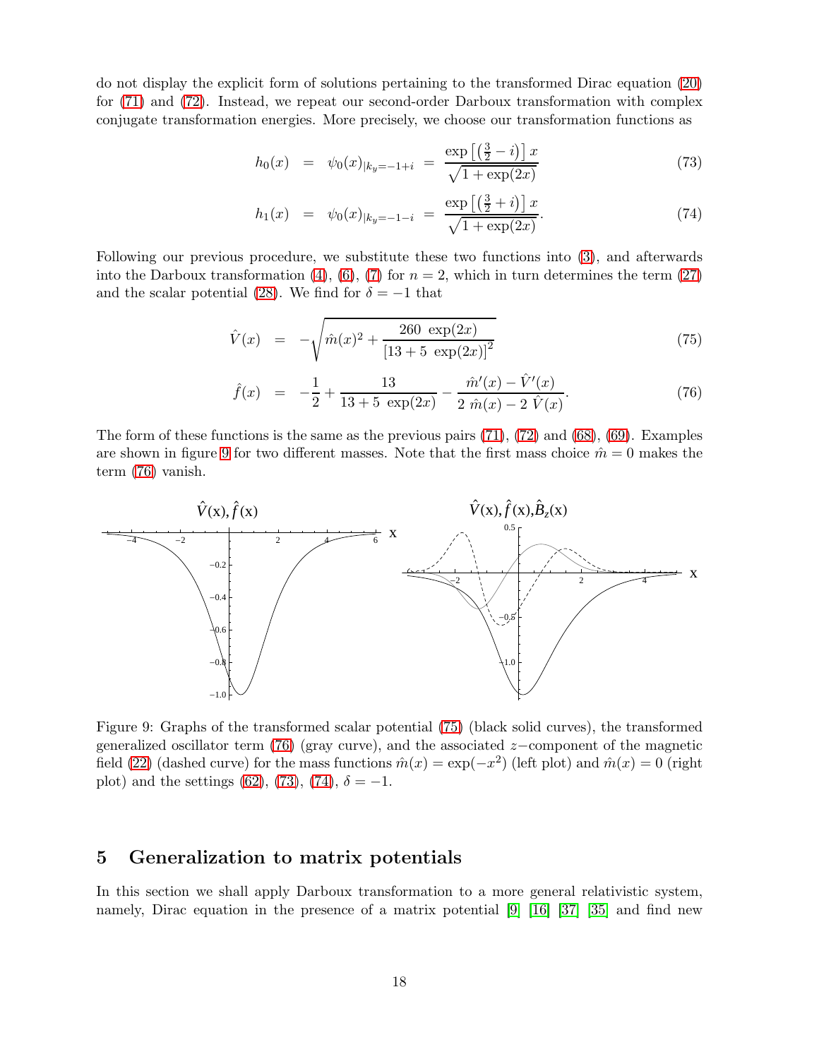do not display the explicit form of solutions pertaining to the transformed Dirac equation (20) for (71) and (72). Instead, we repeat our second-order Darboux transformation with complex conjugate transformation energies. More precisely, we choose our transformation functions as

$$h_0(x) = \psi_0(x)_{|k_y=-1+i} = \frac{\exp\left[\left(\frac{3}{2}-i\right)\right]x}{\sqrt{1+\exp(2x)}} \tag{73}$$

$$h_1(x) = \psi_0(x)_{|k_y=-1-i} = \frac{\exp\left[\left(\frac{3}{2}+i\right)\right]x}{\sqrt{1+\exp(2x)}}. \tag{74}$$

Following our previous procedure, we substitute these two functions into (3), and afterwards into the Darboux transformation (4), (6), (7) for $n = 2$, which in turn determines the term (27) and the scalar potential (28). We find for $\delta = -1$ that

$$\hat{V}(x) = -\sqrt{\hat{m}(x)^2 + \frac{260\ \exp(2x)}{\left[13+5\ \exp(2x)\right]^2}} \tag{75}$$

$$\hat{f}(x) = -\frac{1}{2} + \frac{13}{13+5\ \exp(2x)} - \frac{\hat{m}'(x) - \hat{V}'(x)}{2\ \hat{m}(x) - 2\ \hat{V}(x)}. \tag{76}$$

The form of these functions is the same as the previous pairs (71), (72) and (68), (69). Examples are shown in figure 9 for two different masses. Note that the first mass choice $\hat{m} = 0$ makes the term (76) vanish.

Figure 9: Graphs of the transformed scalar potential (75) (black solid curves), the transformed generalized oscillator term (76) (gray curve), and the associated $z-$component of the magnetic field (22) (dashed curve) for the mass functions $\hat{m}(x) = \exp(-x^2)$ (left plot) and $\hat{m}(x) = 0$ (right plot) and the settings (62), (73), (74), $\delta = -1$.

## 5 Generalization to matrix potentials

In this section we shall apply Darboux transformation to a more general relativistic system, namely, Dirac equation in the presence of a matrix potential [9] [16] [37] [35] and find new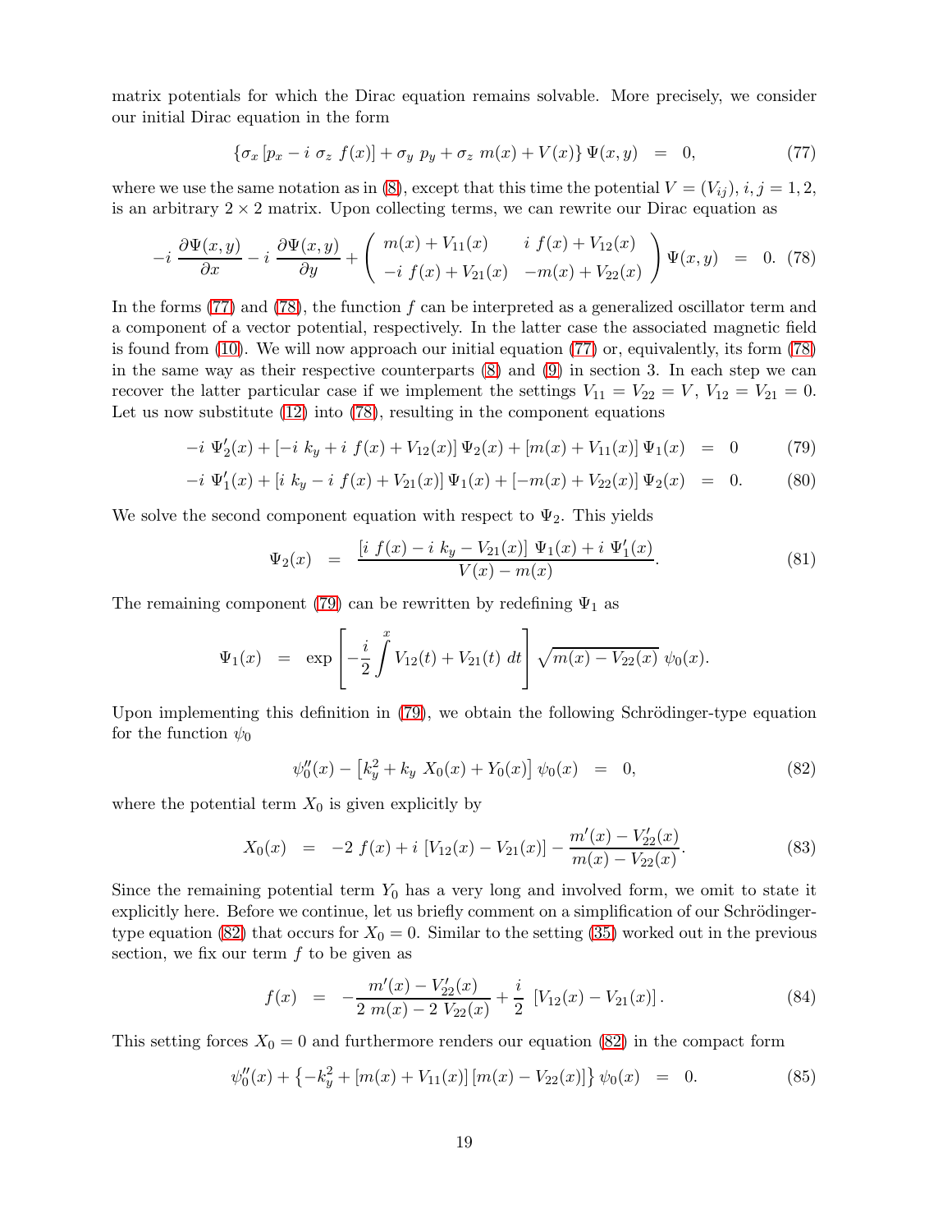matrix potentials for which the Dirac equation remains solvable. More precisely, we consider our initial Dirac equation in the form

$$\{\sigma_x \left[p_x - i\ \sigma_z\ f(x)\right] + \sigma_y\ p_y + \sigma_z\ m(x) + V(x)\}\,\Psi(x,y) \;\;=\;\; 0, \tag{77}$$

where we use the same notation as in (8), except that this time the potential $V = (V_{ij})$, $i,j = 1,2$, is an arbitrary $2\times 2$ matrix. Upon collecting terms, we can rewrite our Dirac equation as

$$-i\ \frac{\partial \Psi(x,y)}{\partial x} - i\ \frac{\partial \Psi(x,y)}{\partial y} + \begin{pmatrix} m(x) + V_{11}(x) & i\ f(x) + V_{12}(x) \\ -i\ f(x) + V_{21}(x) & -m(x) + V_{22}(x) \end{pmatrix} \Psi(x,y) \;\;=\;\; 0. \tag{78}$$

In the forms (77) and (78), the function $f$ can be interpreted as a generalized oscillator term and a component of a vector potential, respectively. In the latter case the associated magnetic field is found from (10). We will now approach our initial equation (77) or, equivalently, its form (78) in the same way as their respective counterparts (8) and (9) in section 3. In each step we can recover the latter particular case if we implement the settings $V_{11} = V_{22} = V$, $V_{12} = V_{21} = 0$. Let us now substitute (12) into (78), resulting in the component equations

$$-i\ \Psi_2'(x) + \left[-i\ k_y + i\ f(x) + V_{12}(x)\right]\Psi_2(x) + \left[m(x) + V_{11}(x)\right]\Psi_1(x) \;\;=\;\; 0 \tag{79}$$

$$-i\ \Psi_1'(x) + \left[i\ k_y - i\ f(x) + V_{21}(x)\right]\Psi_1(x) + \left[-m(x) + V_{22}(x)\right]\Psi_2(x) \;\;=\;\; 0. \tag{80}$$

We solve the second component equation with respect to $\Psi_2$. This yields

$$\Psi_2(x) \;\;=\;\; \frac{\left[i\ f(x) - i\ k_y - V_{21}(x)\right]\ \Psi_1(x) + i\ \Psi_1'(x)}{V(x) - m(x)}. \tag{81}$$

The remaining component (79) can be rewritten by redefining $\Psi_1$ as

$$\Psi_1(x) \;\;=\;\; \exp\left[-\frac{i}{2}\int^x V_{12}(t) + V_{21}(t)\ dt\right]\sqrt{m(x) - V_{22}(x)}\ \psi_0(x).$$

Upon implementing this definition in (79), we obtain the following Schrödinger-type equation for the function $\psi_0$

$$\psi_0''(x) - \left[k_y^2 + k_y\ X_0(x) + Y_0(x)\right]\psi_0(x) \;\;=\;\; 0, \tag{82}$$

where the potential term $X_0$ is given explicitly by

$$X_0(x) \;\;=\;\; -2\ f(x) + i\ \left[V_{12}(x) - V_{21}(x)\right] - \frac{m'(x) - V_{22}'(x)}{m(x) - V_{22}(x)}. \tag{83}$$

Since the remaining potential term $Y_0$ has a very long and involved form, we omit to state it explicitly here. Before we continue, let us briefly comment on a simplification of our Schrödinger-type equation (82) that occurs for $X_0 = 0$. Similar to the setting (35) worked out in the previous section, we fix our term $f$ to be given as

$$f(x) \;\;=\;\; -\frac{m'(x) - V_{22}'(x)}{2\ m(x) - 2\ V_{22}(x)} + \frac{i}{2}\ \left[V_{12}(x) - V_{21}(x)\right]. \tag{84}$$

This setting forces $X_0 = 0$ and furthermore renders our equation (82) in the compact form

$$\psi_0''(x) + \left\{-k_y^2 + \left[m(x) + V_{11}(x)\right]\left[m(x) - V_{22}(x)\right]\right\}\psi_0(x) \;\;=\;\; 0. \tag{85}$$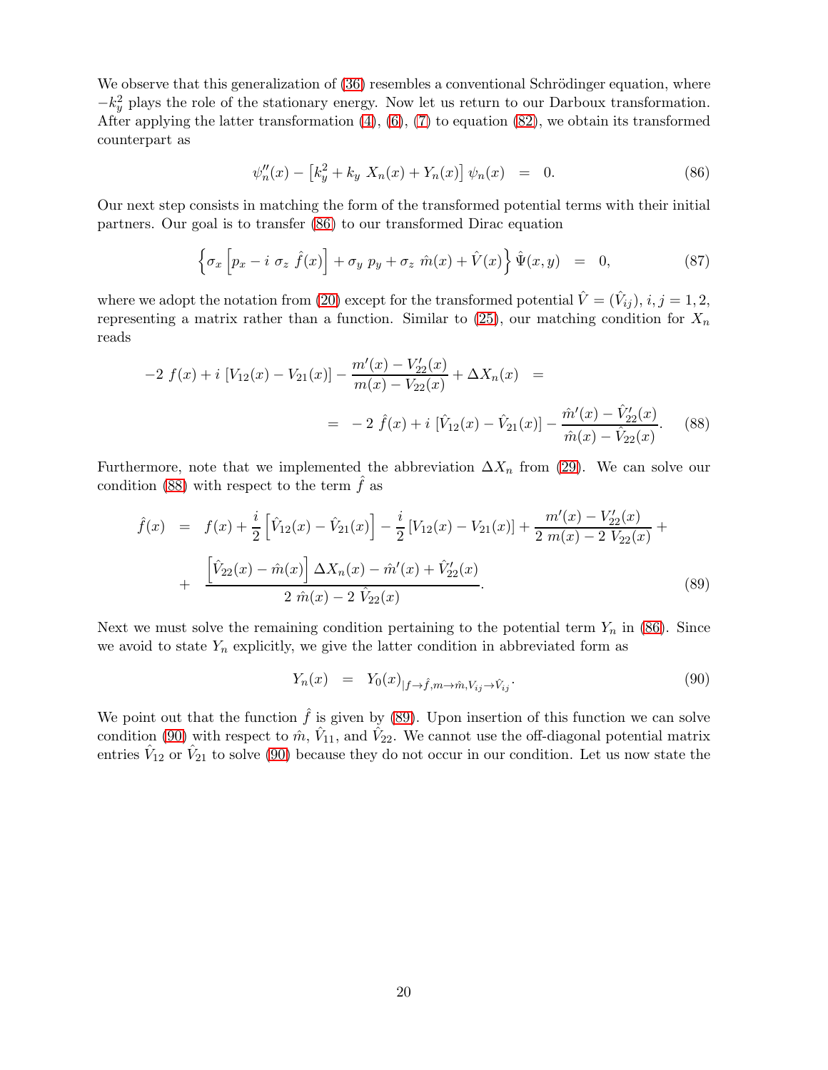We observe that this generalization of (36) resembles a conventional Schrödinger equation, where $-k_y^2$ plays the role of the stationary energy. Now let us return to our Darboux transformation. After applying the latter transformation (4), (6), (7) to equation (82), we obtain its transformed counterpart as

$$\psi_n''(x) - \left[k_y^2 + k_y \; X_n(x) + Y_n(x)\right] \psi_n(x) \;\; = \;\; 0. \tag{86}$$

Our next step consists in matching the form of the transformed potential terms with their initial partners. Our goal is to transfer (86) to our transformed Dirac equation

$$\left\{ \sigma_x \left[ p_x - i \; \sigma_z \; \hat{f}(x) \right] + \sigma_y \; p_y + \sigma_z \; \hat{m}(x) + \hat{V}(x) \right\} \hat{\Psi}(x,y) \;\; = \;\; 0, \tag{87}$$

where we adopt the notation from (20) except for the transformed potential $\hat{V} = (\hat{V}_{ij})$, $i, j = 1, 2$, representing a matrix rather than a function. Similar to (25), our matching condition for $X_n$ reads

$$\begin{aligned} -2 \; f(x) + i \; [V_{12}(x) - V_{21}(x)] - \frac{m'(x) - V_{22}'(x)}{m(x) - V_{22}(x)} + \Delta X_n(x) \;\; &= \\ = \;\; -2 \; \hat{f}(x) + i \; [\hat{V}_{12}(x) - \hat{V}_{21}(x)] - \frac{\hat{m}'(x) - \hat{V}_{22}'(x)}{\hat{m}(x) - \hat{V}_{22}(x)}. \end{aligned} \tag{88}$$

Furthermore, note that we implemented the abbreviation $\Delta X_n$ from (29). We can solve our condition (88) with respect to the term $\hat{f}$ as

$$\begin{aligned} \hat{f}(x) \;\; = \;\; & f(x) + \frac{i}{2}\left[\hat{V}_{12}(x) - \hat{V}_{21}(x)\right] - \frac{i}{2}\left[V_{12}(x) - V_{21}(x)\right] + \frac{m'(x) - V_{22}'(x)}{2 \; m(x) - 2 \; V_{22}(x)} + \\ & + \;\; \frac{\left[\hat{V}_{22}(x) - \hat{m}(x)\right] \Delta X_n(x) - \hat{m}'(x) + \hat{V}_{22}'(x)}{2 \; \hat{m}(x) - 2 \; \hat{V}_{22}(x)}. \end{aligned} \tag{89}$$

Next we must solve the remaining condition pertaining to the potential term $Y_n$ in (86). Since we avoid to state $Y_n$ explicitly, we give the latter condition in abbreviated form as

$$Y_n(x) \;\; = \;\; Y_0(x)_{|f \rightarrow \hat{f}, m \rightarrow \hat{m}, V_{ij} \rightarrow \hat{V}_{ij}}. \tag{90}$$

We point out that the function $\hat{f}$ is given by (89). Upon insertion of this function we can solve condition (90) with respect to $\hat{m}$, $\hat{V}_{11}$, and $\hat{V}_{22}$. We cannot use the off-diagonal potential matrix entries $\hat{V}_{12}$ or $\hat{V}_{21}$ to solve (90) because they do not occur in our condition. Let us now state the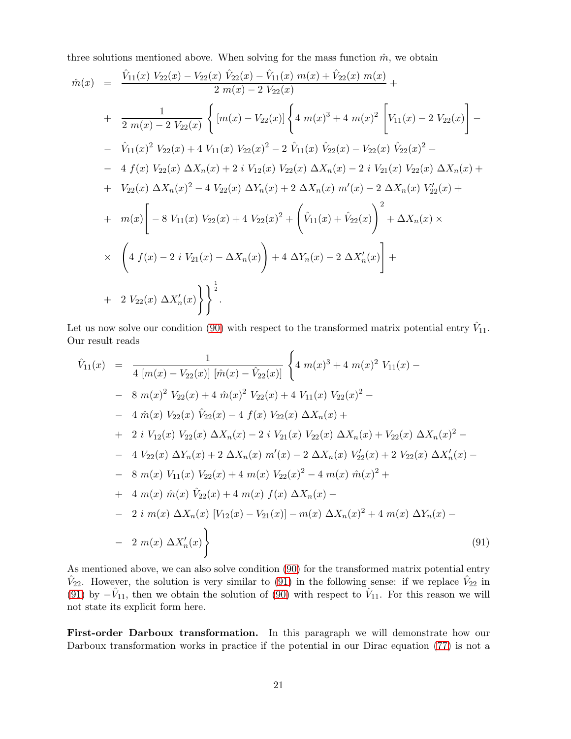three solutions mentioned above. When solving for the mass function $\hat{m}$, we obtain

$$
\begin{aligned}
\hat{m}(x) &= \frac{\hat{V}_{11}(x)\; V_{22}(x) - V_{22}(x)\; \hat{V}_{22}(x) - \hat{V}_{11}(x)\; m(x) + \hat{V}_{22}(x)\; m(x)}{2\; m(x) - 2\; V_{22}(x)} + \\
&+ \frac{1}{2\; m(x) - 2\; V_{22}(x)} \Bigg\{ [m(x) - V_{22}(x)] \Bigg\{ 4\; m(x)^3 + 4\; m(x)^2 \Bigg[ V_{11}(x) - 2\; V_{22}(x) \Bigg] - \\
&- \hat{V}_{11}(x)^2\; V_{22}(x) + 4\; V_{11}(x)\; V_{22}(x)^2 - 2\; \hat{V}_{11}(x)\; \hat{V}_{22}(x) - V_{22}(x)\; \hat{V}_{22}(x)^2 - \\
&- 4\; f(x)\; V_{22}(x)\; \Delta X_n(x) + 2\; i\; V_{12}(x)\; V_{22}(x)\; \Delta X_n(x) - 2\; i\; V_{21}(x)\; V_{22}(x)\; \Delta X_n(x) + \\
&+ V_{22}(x)\; \Delta X_n(x)^2 - 4\; V_{22}(x)\; \Delta Y_n(x) + 2\; \Delta X_n(x)\; m'(x) - 2\; \Delta X_n(x)\; V_{22}'(x) + \\
&+ m(x) \Bigg[ -8\; V_{11}(x)\; V_{22}(x) + 4\; V_{22}(x)^2 + \Bigg( \hat{V}_{11}(x) + \hat{V}_{22}(x) \Bigg)^2 + \Delta X_n(x) \times \\
&\times \Bigg( 4\; f(x) - 2\; i\; V_{21}(x) - \Delta X_n(x) \Bigg) + 4\; \Delta Y_n(x) - 2\; \Delta X_n'(x) \Bigg] + \\
&+ 2\; V_{22}(x)\; \Delta X_n'(x) \Bigg\} \Bigg\}^{\frac{1}{2}}.
\end{aligned}
$$

Let us now solve our condition (90) with respect to the transformed matrix potential entry $\hat{V}_{11}$. Our result reads

$$
\begin{aligned}
\hat{V}_{11}(x) &= \frac{1}{4\; [m(x) - V_{22}(x)]\; [\hat{m}(x) - \hat{V}_{22}(x)]} \Bigg\{ 4\; m(x)^3 + 4\; m(x)^2\; V_{11}(x) - \\
&- 8\; m(x)^2\; V_{22}(x) + 4\; \hat{m}(x)^2\; V_{22}(x) + 4\; V_{11}(x)\; V_{22}(x)^2 - \\
&- 4\; \hat{m}(x)\; V_{22}(x)\; \hat{V}_{22}(x) - 4\; f(x)\; V_{22}(x)\; \Delta X_n(x) + \\
&+ 2\; i\; V_{12}(x)\; V_{22}(x)\; \Delta X_n(x) - 2\; i\; V_{21}(x)\; V_{22}(x)\; \Delta X_n(x) + V_{22}(x)\; \Delta X_n(x)^2 - \\
&- 4\; V_{22}(x)\; \Delta Y_n(x) + 2\; \Delta X_n(x)\; m'(x) - 2\; \Delta X_n(x)\; V_{22}'(x) + 2\; V_{22}(x)\; \Delta X_n'(x) - \\
&- 8\; m(x)\; V_{11}(x)\; V_{22}(x) + 4\; m(x)\; V_{22}(x)^2 - 4\; m(x)\; \hat{m}(x)^2 + \\
&+ 4\; m(x)\; \hat{m}(x)\; \hat{V}_{22}(x) + 4\; m(x)\; f(x)\; \Delta X_n(x) - \\
&- 2\; i\; m(x)\; \Delta X_n(x)\; [V_{12}(x) - V_{21}(x)] - m(x)\; \Delta X_n(x)^2 + 4\; m(x)\; \Delta Y_n(x) - \\
&- 2\; m(x)\; \Delta X_n'(x) \Bigg\}
\end{aligned} \tag{91}
$$

As mentioned above, we can also solve condition (90) for the transformed matrix potential entry $\hat{V}_{22}$. However, the solution is very similar to (91) in the following sense: if we replace $\hat{V}_{22}$ in (91) by $-\hat{V}_{11}$, then we obtain the solution of (90) with respect to $\hat{V}_{11}$. For this reason we will not state its explicit form here.

**First-order Darboux transformation.** In this paragraph we will demonstrate how our Darboux transformation works in practice if the potential in our Dirac equation (77) is not a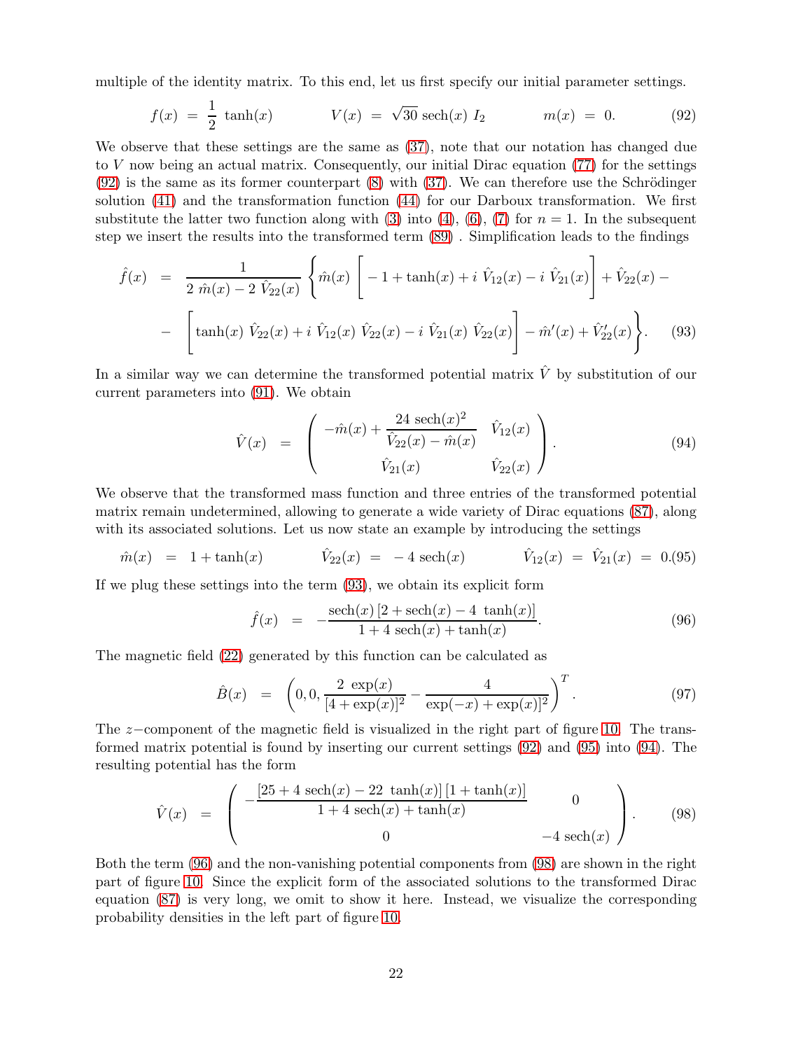multiple of the identity matrix. To this end, let us first specify our initial parameter settings.

$$f(x) = \frac{1}{2}\tanh(x) \qquad V(x) = \sqrt{30}\,\mathrm{sech}(x)\, I_2 \qquad m(x) = 0. \tag{92}$$

We observe that these settings are the same as (37), note that our notation has changed due to $V$ now being an actual matrix. Consequently, our initial Dirac equation (77) for the settings (92) is the same as its former counterpart (8) with (37). We can therefore use the Schrödinger solution (41) and the transformation function (44) for our Darboux transformation. We first substitute the latter two function along with (3) into (4), (6), (7) for $n = 1$. In the subsequent step we insert the results into the transformed term (89) . Simplification leads to the findings

$$\begin{aligned}\hat{f}(x) &= \frac{1}{2\,\hat{m}(x) - 2\,\hat{V}_{22}(x)}\Bigg\{\hat{m}(x)\left[-1 + \tanh(x) + i\,\hat{V}_{12}(x) - i\,\hat{V}_{21}(x)\right] + \hat{V}_{22}(x) - \\ &- \left[\tanh(x)\,\hat{V}_{22}(x) + i\,\hat{V}_{12}(x)\,\hat{V}_{22}(x) - i\,\hat{V}_{21}(x)\,\hat{V}_{22}(x)\right] - \hat{m}'(x) + \hat{V}_{22}'(x)\Bigg\}. \end{aligned} \tag{93}$$

In a similar way we can determine the transformed potential matrix $\hat{V}$ by substitution of our current parameters into (91). We obtain

$$\hat{V}(x) = \begin{pmatrix} -\hat{m}(x) + \dfrac{24\,\mathrm{sech}(x)^2}{\hat{V}_{22}(x) - \hat{m}(x)} & \hat{V}_{12}(x) \\ \hat{V}_{21}(x) & \hat{V}_{22}(x) \end{pmatrix}. \tag{94}$$

We observe that the transformed mass function and three entries of the transformed potential matrix remain undetermined, allowing to generate a wide variety of Dirac equations (87), along with its associated solutions. Let us now state an example by introducing the settings

$$\hat{m}(x) = 1 + \tanh(x) \qquad \hat{V}_{22}(x) = -4\,\mathrm{sech}(x) \qquad \hat{V}_{12}(x) = \hat{V}_{21}(x) = 0. \tag{95}$$

If we plug these settings into the term (93), we obtain its explicit form

$$\hat{f}(x) = -\frac{\mathrm{sech}(x)\left[2 + \mathrm{sech}(x) - 4\,\tanh(x)\right]}{1 + 4\,\mathrm{sech}(x) + \tanh(x)}. \tag{96}$$

The magnetic field (22) generated by this function can be calculated as

$$\hat{B}(x) = \left(0, 0, \frac{2\,\exp(x)}{[4 + \exp(x)]^2} - \frac{4}{\exp(-x) + \exp(x)]^2}\right)^T. \tag{97}$$

The $z-$component of the magnetic field is visualized in the right part of figure 10. The transformed matrix potential is found by inserting our current settings (92) and (95) into (94). The resulting potential has the form

$$\hat{V}(x) = \begin{pmatrix} -\dfrac{[25 + 4\,\mathrm{sech}(x) - 22\,\tanh(x)]\,[1 + \tanh(x)]}{1 + 4\,\mathrm{sech}(x) + \tanh(x)} & 0 \\ 0 & -4\,\mathrm{sech}(x) \end{pmatrix}. \tag{98}$$

Both the term (96) and the non-vanishing potential components from (98) are shown in the right part of figure 10. Since the explicit form of the associated solutions to the transformed Dirac equation (87) is very long, we omit to show it here. Instead, we visualize the corresponding probability densities in the left part of figure 10.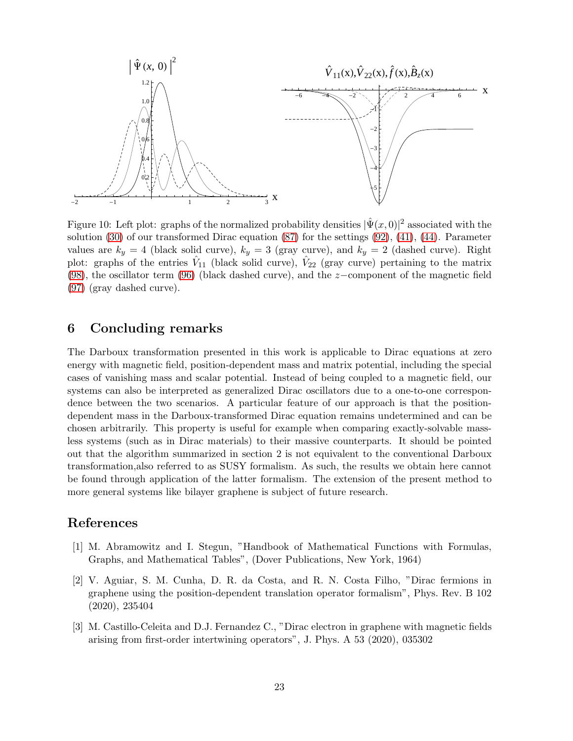Figure 10: Left plot: graphs of the normalized probability densities $|\hat{\Psi}(x,0)|^2$ associated with the solution (30) of our transformed Dirac equation (87) for the settings (92), (41), (44). Parameter values are $k_y = 4$ (black solid curve), $k_y = 3$ (gray curve), and $k_y = 2$ (dashed curve). Right plot: graphs of the entries $\hat{V}_{11}$ (black solid curve), $\hat{V}_{22}$ (gray curve) pertaining to the matrix (98), the oscillator term (96) (black dashed curve), and the $z-$component of the magnetic field (97) (gray dashed curve).

## 6 Concluding remarks

The Darboux transformation presented in this work is applicable to Dirac equations at zero energy with magnetic field, position-dependent mass and matrix potential, including the special cases of vanishing mass and scalar potential. Instead of being coupled to a magnetic field, our systems can also be interpreted as generalized Dirac oscillators due to a one-to-one correspondence between the two scenarios. A particular feature of our approach is that the position-dependent mass in the Darboux-transformed Dirac equation remains undetermined and can be chosen arbitrarily. This property is useful for example when comparing exactly-solvable massless systems (such as in Dirac materials) to their massive counterparts. It should be pointed out that the algorithm summarized in section 2 is not equivalent to the conventional Darboux transformation,also referred to as SUSY formalism. As such, the results we obtain here cannot be found through application of the latter formalism. The extension of the present method to more general systems like bilayer graphene is subject of future research.

## References

[1] M. Abramowitz and I. Stegun, "Handbook of Mathematical Functions with Formulas, Graphs, and Mathematical Tables", (Dover Publications, New York, 1964)

[2] V. Aguiar, S. M. Cunha, D. R. da Costa, and R. N. Costa Filho, "Dirac fermions in graphene using the position-dependent translation operator formalism", Phys. Rev. B 102 (2020), 235404

[3] M. Castillo-Celeita and D.J. Fernandez C., "Dirac electron in graphene with magnetic fields arising from first-order intertwining operators", J. Phys. A 53 (2020), 035302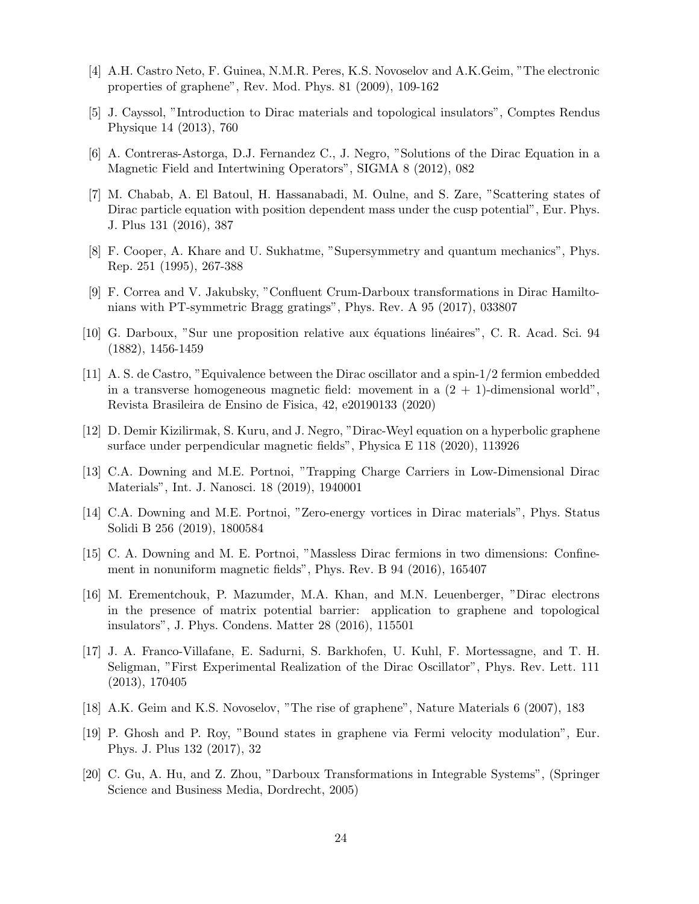[4] A.H. Castro Neto, F. Guinea, N.M.R. Peres, K.S. Novoselov and A.K.Geim, "The electronic properties of graphene", Rev. Mod. Phys. 81 (2009), 109-162

[5] J. Cayssol, "Introduction to Dirac materials and topological insulators", Comptes Rendus Physique 14 (2013), 760

[6] A. Contreras-Astorga, D.J. Fernandez C., J. Negro, "Solutions of the Dirac Equation in a Magnetic Field and Intertwining Operators", SIGMA 8 (2012), 082

[7] M. Chabab, A. El Batoul, H. Hassanabadi, M. Oulne, and S. Zare, "Scattering states of Dirac particle equation with position dependent mass under the cusp potential", Eur. Phys. J. Plus 131 (2016), 387

[8] F. Cooper, A. Khare and U. Sukhatme, "Supersymmetry and quantum mechanics", Phys. Rep. 251 (1995), 267-388

[9] F. Correa and V. Jakubsky, "Confluent Crum-Darboux transformations in Dirac Hamiltonians with PT-symmetric Bragg gratings", Phys. Rev. A 95 (2017), 033807

[10] G. Darboux, "Sur une proposition relative aux équations linéaires", C. R. Acad. Sci. 94 (1882), 1456-1459

[11] A. S. de Castro, "Equivalence between the Dirac oscillator and a spin-1/2 fermion embedded in a transverse homogeneous magnetic field: movement in a (2 + 1)-dimensional world", Revista Brasileira de Ensino de Fisica, 42, e20190133 (2020)

[12] D. Demir Kizilirmak, S. Kuru, and J. Negro, "Dirac-Weyl equation on a hyperbolic graphene surface under perpendicular magnetic fields", Physica E 118 (2020), 113926

[13] C.A. Downing and M.E. Portnoi, "Trapping Charge Carriers in Low-Dimensional Dirac Materials", Int. J. Nanosci. 18 (2019), 1940001

[14] C.A. Downing and M.E. Portnoi, "Zero-energy vortices in Dirac materials", Phys. Status Solidi B 256 (2019), 1800584

[15] C. A. Downing and M. E. Portnoi, "Massless Dirac fermions in two dimensions: Confinement in nonuniform magnetic fields", Phys. Rev. B 94 (2016), 165407

[16] M. Erementchouk, P. Mazumder, M.A. Khan, and M.N. Leuenberger, "Dirac electrons in the presence of matrix potential barrier: application to graphene and topological insulators", J. Phys. Condens. Matter 28 (2016), 115501

[17] J. A. Franco-Villafane, E. Sadurni, S. Barkhofen, U. Kuhl, F. Mortessagne, and T. H. Seligman, "First Experimental Realization of the Dirac Oscillator", Phys. Rev. Lett. 111 (2013), 170405

[18] A.K. Geim and K.S. Novoselov, "The rise of graphene", Nature Materials 6 (2007), 183

[19] P. Ghosh and P. Roy, "Bound states in graphene via Fermi velocity modulation", Eur. Phys. J. Plus 132 (2017), 32

[20] C. Gu, A. Hu, and Z. Zhou, "Darboux Transformations in Integrable Systems", (Springer Science and Business Media, Dordrecht, 2005)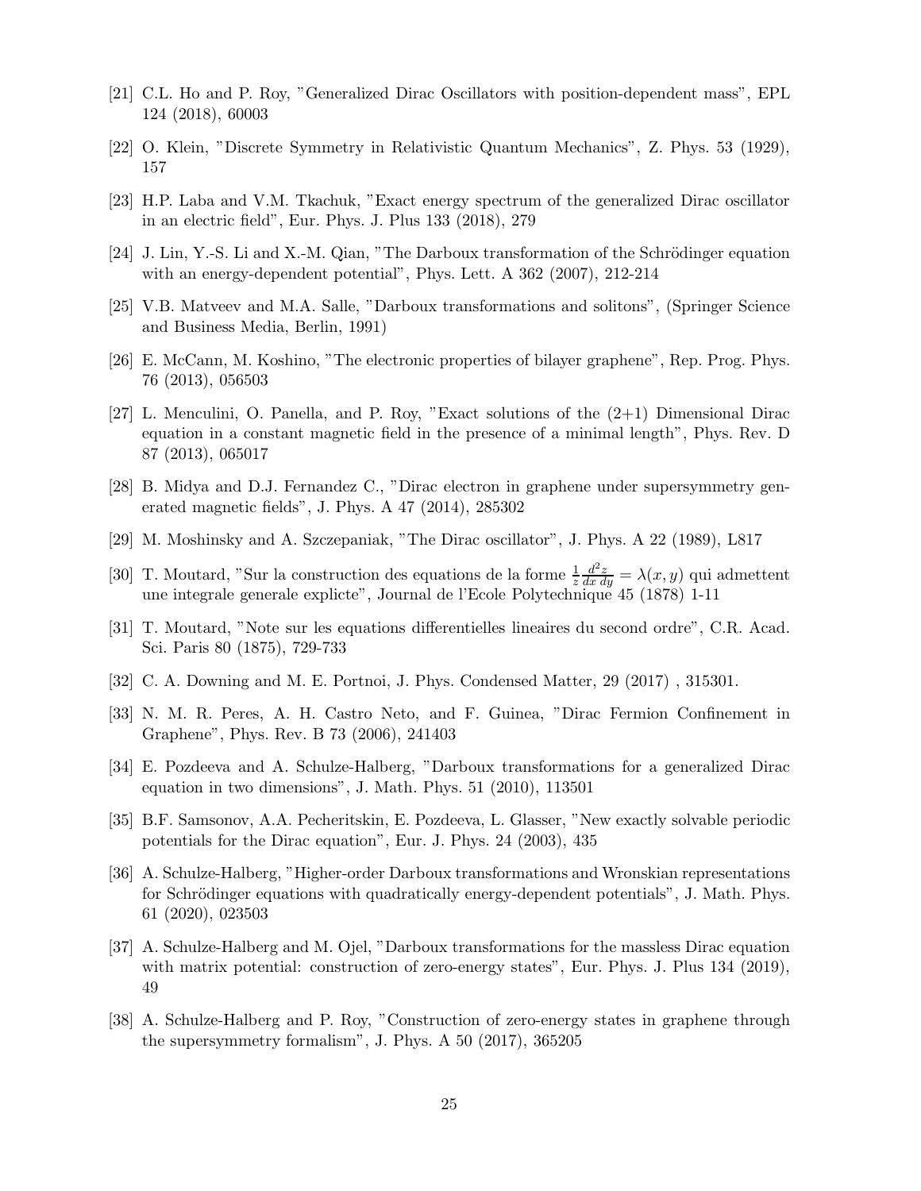[21] C.L. Ho and P. Roy, "Generalized Dirac Oscillators with position-dependent mass", EPL 124 (2018), 60003

[22] O. Klein, "Discrete Symmetry in Relativistic Quantum Mechanics", Z. Phys. 53 (1929), 157

[23] H.P. Laba and V.M. Tkachuk, "Exact energy spectrum of the generalized Dirac oscillator in an electric field", Eur. Phys. J. Plus 133 (2018), 279

[24] J. Lin, Y.-S. Li and X.-M. Qian, "The Darboux transformation of the Schrödinger equation with an energy-dependent potential", Phys. Lett. A 362 (2007), 212-214

[25] V.B. Matveev and M.A. Salle, "Darboux transformations and solitons", (Springer Science and Business Media, Berlin, 1991)

[26] E. McCann, M. Koshino, "The electronic properties of bilayer graphene", Rep. Prog. Phys. 76 (2013), 056503

[27] L. Menculini, O. Panella, and P. Roy, "Exact solutions of the (2+1) Dimensional Dirac equation in a constant magnetic field in the presence of a minimal length", Phys. Rev. D 87 (2013), 065017

[28] B. Midya and D.J. Fernandez C., "Dirac electron in graphene under supersymmetry generated magnetic fields", J. Phys. A 47 (2014), 285302

[29] M. Moshinsky and A. Szczepaniak, "The Dirac oscillator", J. Phys. A 22 (1989), L817

[30] T. Moutard, "Sur la construction des equations de la forme $\frac{1}{z}\frac{d^2 z}{dx\, dy} = \lambda(x, y)$ qui admettent une integrale generale explicte", Journal de l'Ecole Polytechnique 45 (1878) 1-11

[31] T. Moutard, "Note sur les equations differentielles lineaires du second ordre", C.R. Acad. Sci. Paris 80 (1875), 729-733

[32] C. A. Downing and M. E. Portnoi, J. Phys. Condensed Matter, 29 (2017) , 315301.

[33] N. M. R. Peres, A. H. Castro Neto, and F. Guinea, "Dirac Fermion Confinement in Graphene", Phys. Rev. B 73 (2006), 241403

[34] E. Pozdeeva and A. Schulze-Halberg, "Darboux transformations for a generalized Dirac equation in two dimensions", J. Math. Phys. 51 (2010), 113501

[35] B.F. Samsonov, A.A. Pecheritskin, E. Pozdeeva, L. Glasser, "New exactly solvable periodic potentials for the Dirac equation", Eur. J. Phys. 24 (2003), 435

[36] A. Schulze-Halberg, "Higher-order Darboux transformations and Wronskian representations for Schrödinger equations with quadratically energy-dependent potentials", J. Math. Phys. 61 (2020), 023503

[37] A. Schulze-Halberg and M. Ojel, "Darboux transformations for the massless Dirac equation with matrix potential: construction of zero-energy states", Eur. Phys. J. Plus 134 (2019), 49

[38] A. Schulze-Halberg and P. Roy, "Construction of zero-energy states in graphene through the supersymmetry formalism", J. Phys. A 50 (2017), 365205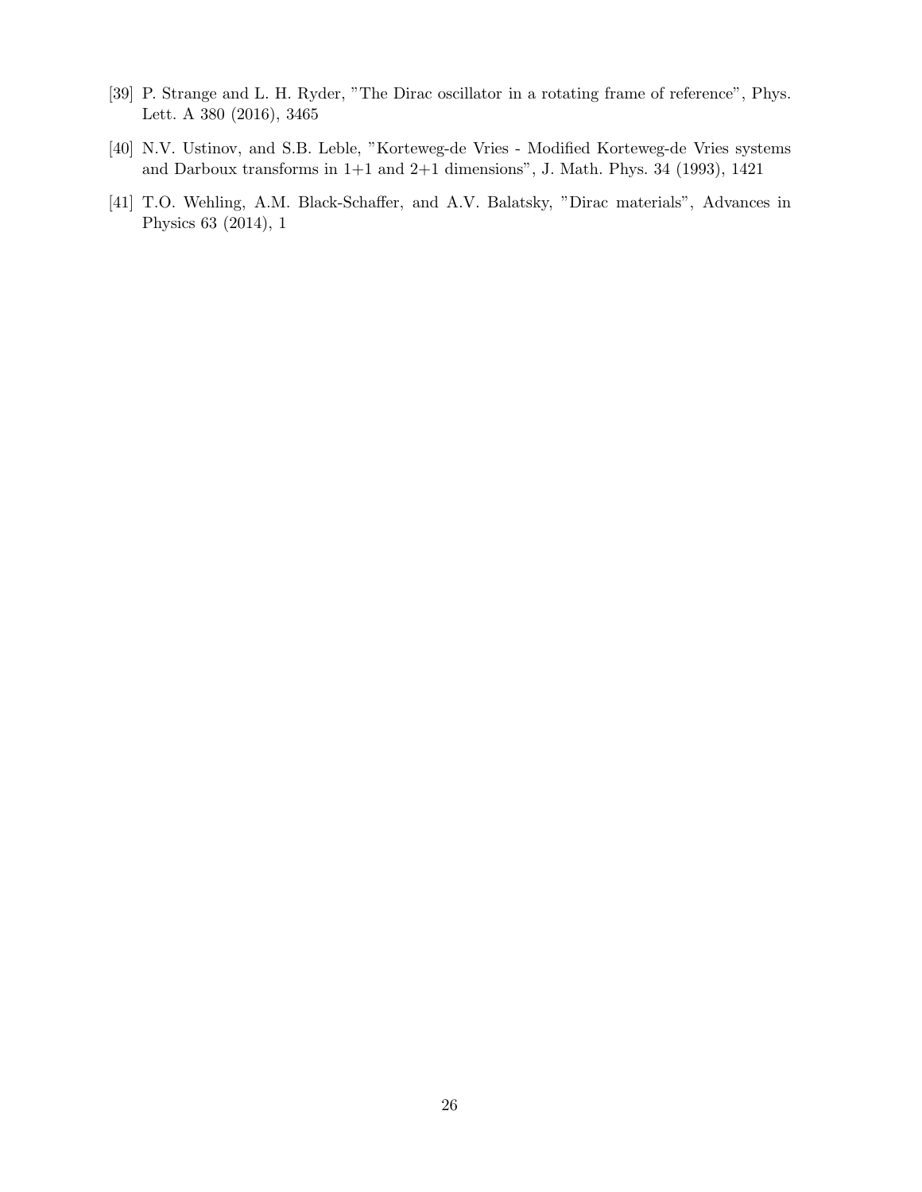[39] P. Strange and L. H. Ryder, "The Dirac oscillator in a rotating frame of reference", Phys. Lett. A 380 (2016), 3465

[40] N.V. Ustinov, and S.B. Leble, "Korteweg-de Vries - Modified Korteweg-de Vries systems and Darboux transforms in 1+1 and 2+1 dimensions", J. Math. Phys. 34 (1993), 1421

[41] T.O. Wehling, A.M. Black-Schaffer, and A.V. Balatsky, "Dirac materials", Advances in Physics 63 (2014), 1